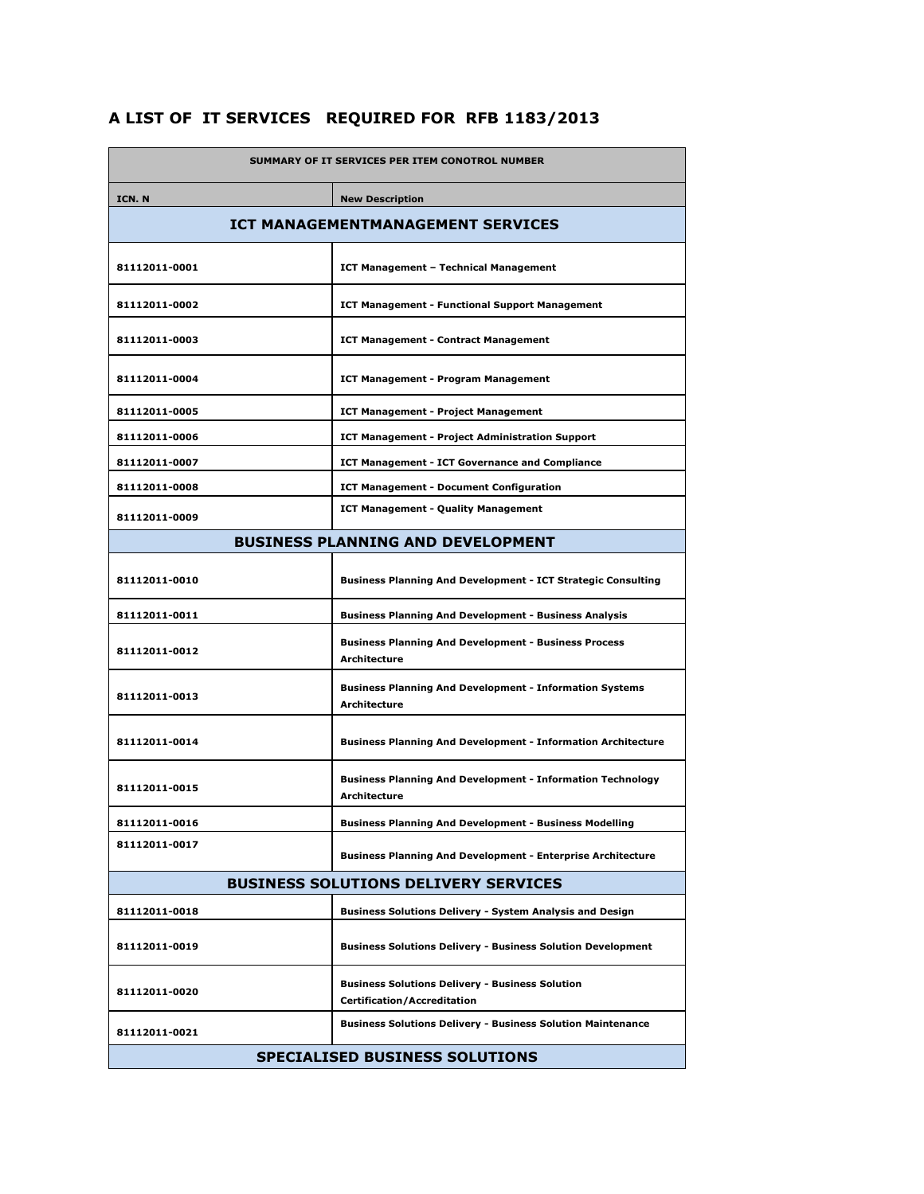# A LIST OF IT SERVICES REQUIRED FOR RFB 1183/2013

| SUMMARY OF IT SERVICES PER ITEM CONOTROL NUMBER | |
|---|---|
| **ICN. N** | **New Description** |
| **ICT MANAGEMENTMANAGEMENT SERVICES** | |
| 81112011-0001 | ICT Management – Technical Management |
| 81112011-0002 | ICT Management - Functional Support Management |
| 81112011-0003 | ICT Management - Contract Management |
| 81112011-0004 | ICT Management - Program Management |
| 81112011-0005 | ICT Management - Project Management |
| 81112011-0006 | ICT Management - Project Administration Support |
| 81112011-0007 | ICT Management - ICT Governance and Compliance |
| 81112011-0008 | ICT Management - Document Configuration |
| 81112011-0009 | ICT Management - Quality Management |
| **BUSINESS PLANNING AND DEVELOPMENT** | |
| 81112011-0010 | Business Planning And Development - ICT Strategic Consulting |
| 81112011-0011 | Business Planning And Development - Business Analysis |
| 81112011-0012 | Business Planning And Development - Business Process Architecture |
| 81112011-0013 | Business Planning And Development - Information Systems Architecture |
| 81112011-0014 | Business Planning And Development - Information Architecture |
| 81112011-0015 | Business Planning And Development - Information Technology Architecture |
| 81112011-0016 | Business Planning And Development - Business Modelling |
| 81112011-0017 | Business Planning And Development - Enterprise Architecture |
| **BUSINESS SOLUTIONS DELIVERY SERVICES** | |
| 81112011-0018 | Business Solutions Delivery - System Analysis and Design |
| 81112011-0019 | Business Solutions Delivery - Business Solution Development |
| 81112011-0020 | Business Solutions Delivery - Business Solution Certification/Accreditation |
| 81112011-0021 | Business Solutions Delivery - Business Solution Maintenance |
| **SPECIALISED BUSINESS SOLUTIONS** | |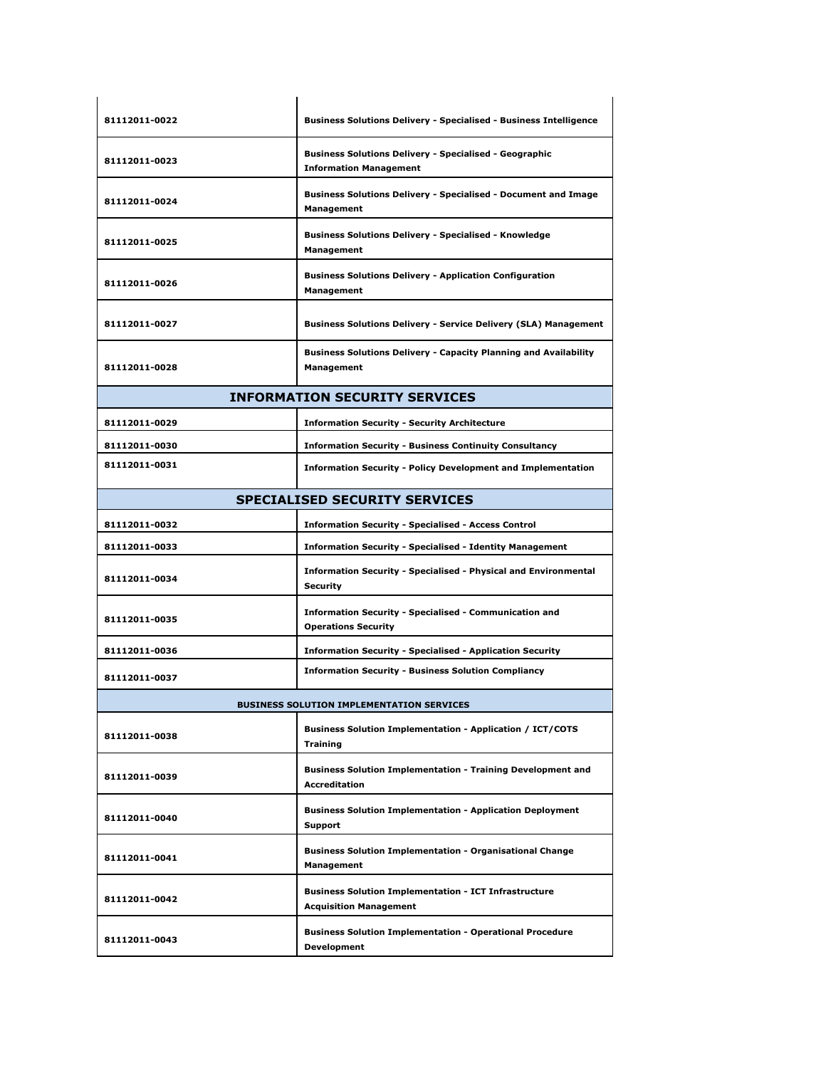| | |
|---|---|
| **81112011-0022** | **Business Solutions Delivery - Specialised - Business Intelligence** |
| **81112011-0023** | **Business Solutions Delivery - Specialised - Geographic Information Management** |
| **81112011-0024** | **Business Solutions Delivery - Specialised - Document and Image Management** |
| **81112011-0025** | **Business Solutions Delivery - Specialised - Knowledge Management** |
| **81112011-0026** | **Business Solutions Delivery - Application Configuration Management** |
| **81112011-0027** | **Business Solutions Delivery - Service Delivery (SLA) Management** |
| **81112011-0028** | **Business Solutions Delivery - Capacity Planning and Availability Management** |
| **INFORMATION SECURITY SERVICES** | |
| **81112011-0029** | **Information Security - Security Architecture** |
| **81112011-0030** | **Information Security - Business Continuity Consultancy** |
| **81112011-0031** | **Information Security - Policy Development and Implementation** |
| **SPECIALISED SECURITY SERVICES** | |
| **81112011-0032** | **Information Security - Specialised - Access Control** |
| **81112011-0033** | **Information Security - Specialised - Identity Management** |
| **81112011-0034** | **Information Security - Specialised - Physical and Environmental Security** |
| **81112011-0035** | **Information Security - Specialised - Communication and Operations Security** |
| **81112011-0036** | **Information Security - Specialised - Application Security** |
| **81112011-0037** | **Information Security - Business Solution Compliancy** |
| **BUSINESS SOLUTION IMPLEMENTATION SERVICES** | |
| **81112011-0038** | **Business Solution Implementation - Application / ICT/COTS Training** |
| **81112011-0039** | **Business Solution Implementation - Training Development and Accreditation** |
| **81112011-0040** | **Business Solution Implementation - Application Deployment Support** |
| **81112011-0041** | **Business Solution Implementation - Organisational Change Management** |
| **81112011-0042** | **Business Solution Implementation - ICT Infrastructure Acquisition Management** |
| **81112011-0043** | **Business Solution Implementation - Operational Procedure Development** |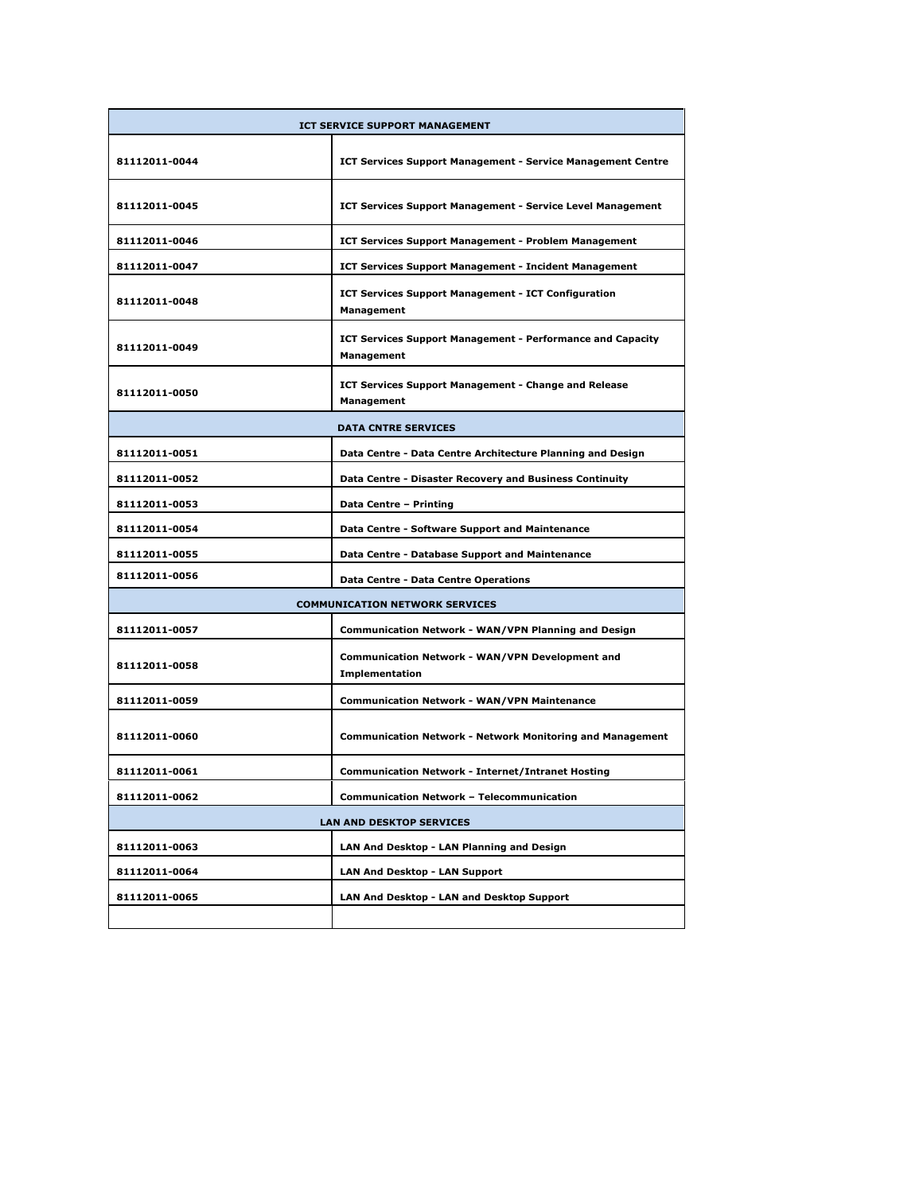| | |
|---|---|
| **ICT SERVICE SUPPORT MANAGEMENT** | |
| **81112011-0044** | **ICT Services Support Management - Service Management Centre** |
| **81112011-0045** | **ICT Services Support Management - Service Level Management** |
| **81112011-0046** | **ICT Services Support Management - Problem Management** |
| **81112011-0047** | **ICT Services Support Management - Incident Management** |
| **81112011-0048** | **ICT Services Support Management - ICT Configuration Management** |
| **81112011-0049** | **ICT Services Support Management - Performance and Capacity Management** |
| **81112011-0050** | **ICT Services Support Management - Change and Release Management** |
| **DATA CNTRE SERVICES** | |
| **81112011-0051** | **Data Centre - Data Centre Architecture Planning and Design** |
| **81112011-0052** | **Data Centre - Disaster Recovery and Business Continuity** |
| **81112011-0053** | **Data Centre – Printing** |
| **81112011-0054** | **Data Centre - Software Support and Maintenance** |
| **81112011-0055** | **Data Centre - Database Support and Maintenance** |
| **81112011-0056** | **Data Centre - Data Centre Operations** |
| **COMMUNICATION NETWORK SERVICES** | |
| **81112011-0057** | **Communication Network - WAN/VPN Planning and Design** |
| **81112011-0058** | **Communication Network - WAN/VPN Development and Implementation** |
| **81112011-0059** | **Communication Network - WAN/VPN Maintenance** |
| **81112011-0060** | **Communication Network - Network Monitoring and Management** |
| **81112011-0061** | **Communication Network - Internet/Intranet Hosting** |
| **81112011-0062** | **Communication Network – Telecommunication** |
| **LAN AND DESKTOP SERVICES** | |
| **81112011-0063** | **LAN And Desktop - LAN Planning and Design** |
| **81112011-0064** | **LAN And Desktop - LAN Support** |
| **81112011-0065** | **LAN And Desktop - LAN and Desktop Support** |
| | |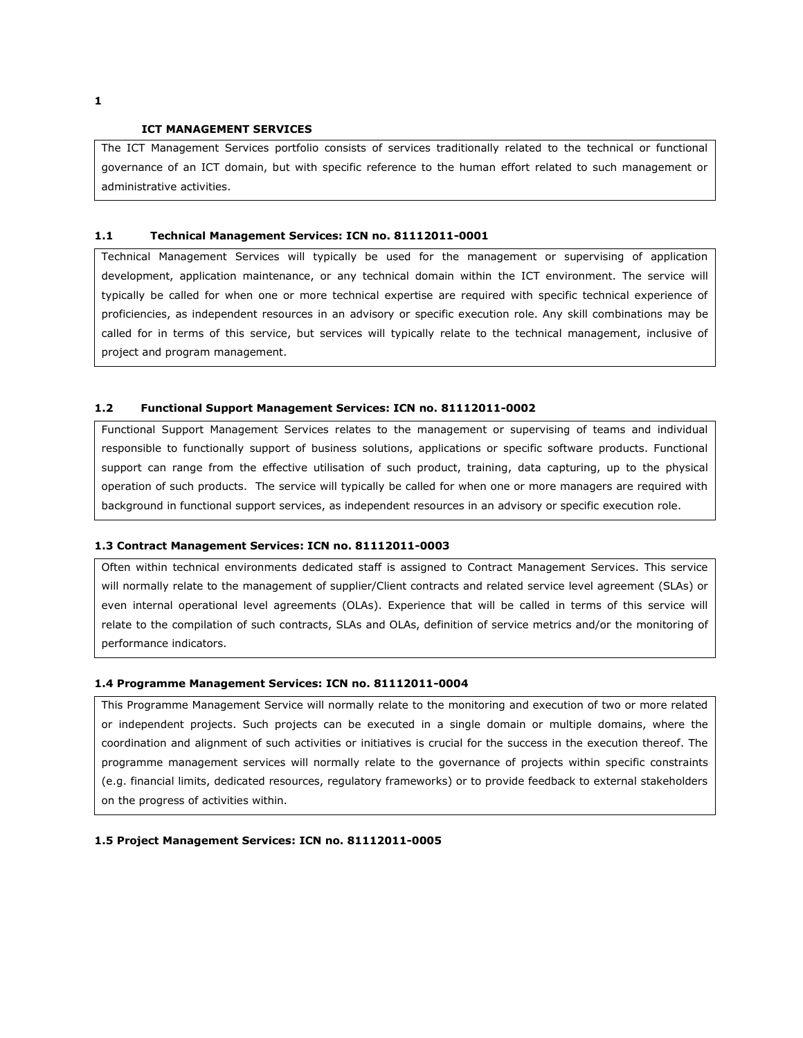# 1 ICT MANAGEMENT SERVICES

The ICT Management Services portfolio consists of services traditionally related to the technical or functional governance of an ICT domain, but with specific reference to the human effort related to such management or administrative activities.

## 1.1 Technical Management Services: ICN no. 81112011-0001

Technical Management Services will typically be used for the management or supervising of application development, application maintenance, or any technical domain within the ICT environment. The service will typically be called for when one or more technical expertise are required with specific technical experience of proficiencies, as independent resources in an advisory or specific execution role. Any skill combinations may be called for in terms of this service, but services will typically relate to the technical management, inclusive of project and program management.

## 1.2 Functional Support Management Services: ICN no. 81112011-0002

Functional Support Management Services relates to the management or supervising of teams and individual responsible to functionally support of business solutions, applications or specific software products. Functional support can range from the effective utilisation of such product, training, data capturing, up to the physical operation of such products. The service will typically be called for when one or more managers are required with background in functional support services, as independent resources in an advisory or specific execution role.

## 1.3 Contract Management Services: ICN no. 81112011-0003

Often within technical environments dedicated staff is assigned to Contract Management Services. This service will normally relate to the management of supplier/Client contracts and related service level agreement (SLAs) or even internal operational level agreements (OLAs). Experience that will be called in terms of this service will relate to the compilation of such contracts, SLAs and OLAs, definition of service metrics and/or the monitoring of performance indicators.

## 1.4 Programme Management Services: ICN no. 81112011-0004

This Programme Management Service will normally relate to the monitoring and execution of two or more related or independent projects. Such projects can be executed in a single domain or multiple domains, where the coordination and alignment of such activities or initiatives is crucial for the success in the execution thereof. The programme management services will normally relate to the governance of projects within specific constraints (e.g. financial limits, dedicated resources, regulatory frameworks) or to provide feedback to external stakeholders on the progress of activities within.

## 1.5 Project Management Services: ICN no. 81112011-0005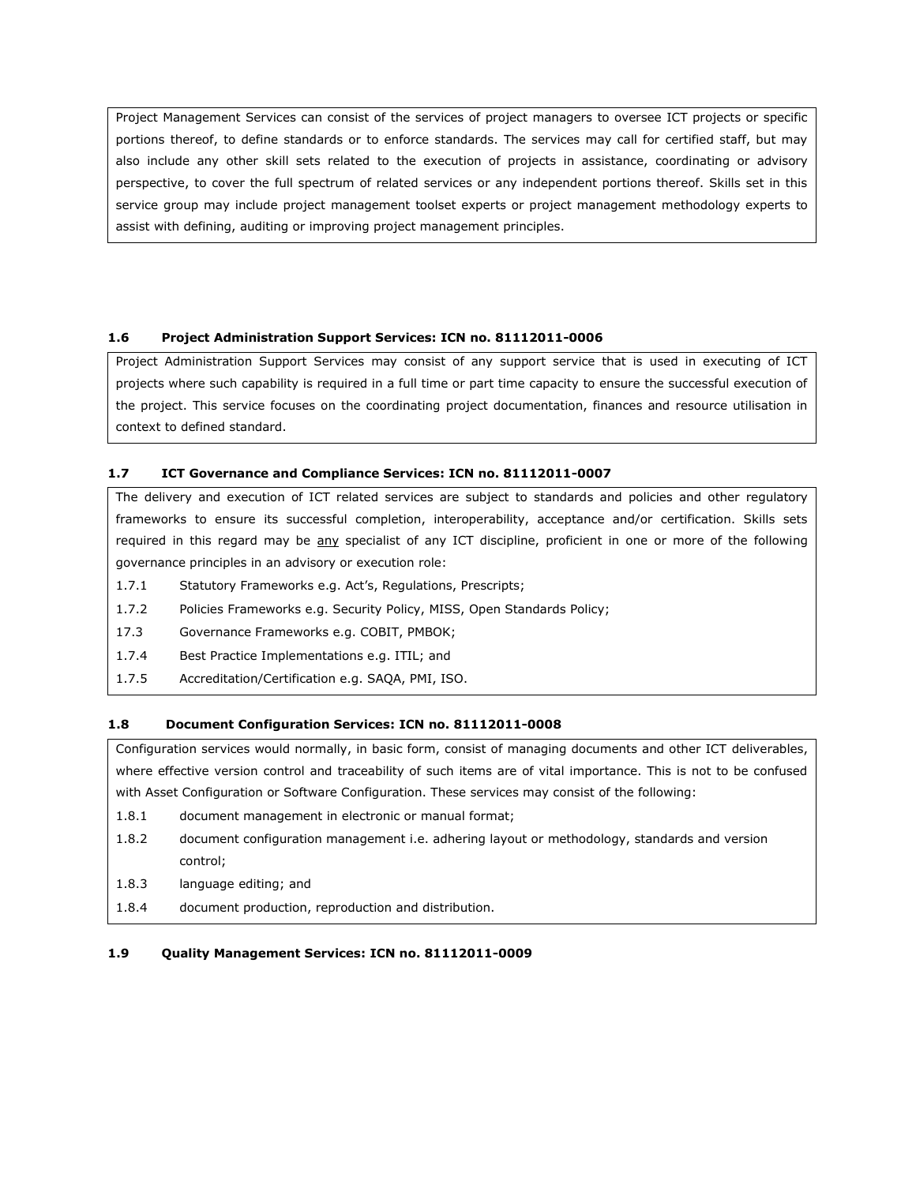Project Management Services can consist of the services of project managers to oversee ICT projects or specific portions thereof, to define standards or to enforce standards. The services may call for certified staff, but may also include any other skill sets related to the execution of projects in assistance, coordinating or advisory perspective, to cover the full spectrum of related services or any independent portions thereof. Skills set in this service group may include project management toolset experts or project management methodology experts to assist with defining, auditing or improving project management principles.

**1.6 Project Administration Support Services: ICN no. 81112011-0006**

Project Administration Support Services may consist of any support service that is used in executing of ICT projects where such capability is required in a full time or part time capacity to ensure the successful execution of the project. This service focuses on the coordinating project documentation, finances and resource utilisation in context to defined standard.

**1.7 ICT Governance and Compliance Services: ICN no. 81112011-0007**

The delivery and execution of ICT related services are subject to standards and policies and other regulatory frameworks to ensure its successful completion, interoperability, acceptance and/or certification. Skills sets required in this regard may be <u>any</u> specialist of any ICT discipline, proficient in one or more of the following governance principles in an advisory or execution role:

1.7.1 Statutory Frameworks e.g. Act's, Regulations, Prescripts;

1.7.2 Policies Frameworks e.g. Security Policy, MISS, Open Standards Policy;

17.3 Governance Frameworks e.g. COBIT, PMBOK;

1.7.4 Best Practice Implementations e.g. ITIL; and

1.7.5 Accreditation/Certification e.g. SAQA, PMI, ISO.

**1.8 Document Configuration Services: ICN no. 81112011-0008**

Configuration services would normally, in basic form, consist of managing documents and other ICT deliverables, where effective version control and traceability of such items are of vital importance. This is not to be confused with Asset Configuration or Software Configuration. These services may consist of the following:

1.8.1 document management in electronic or manual format;

1.8.2 document configuration management i.e. adhering layout or methodology, standards and version control;

1.8.3 language editing; and

1.8.4 document production, reproduction and distribution.

**1.9 Quality Management Services: ICN no. 81112011-0009**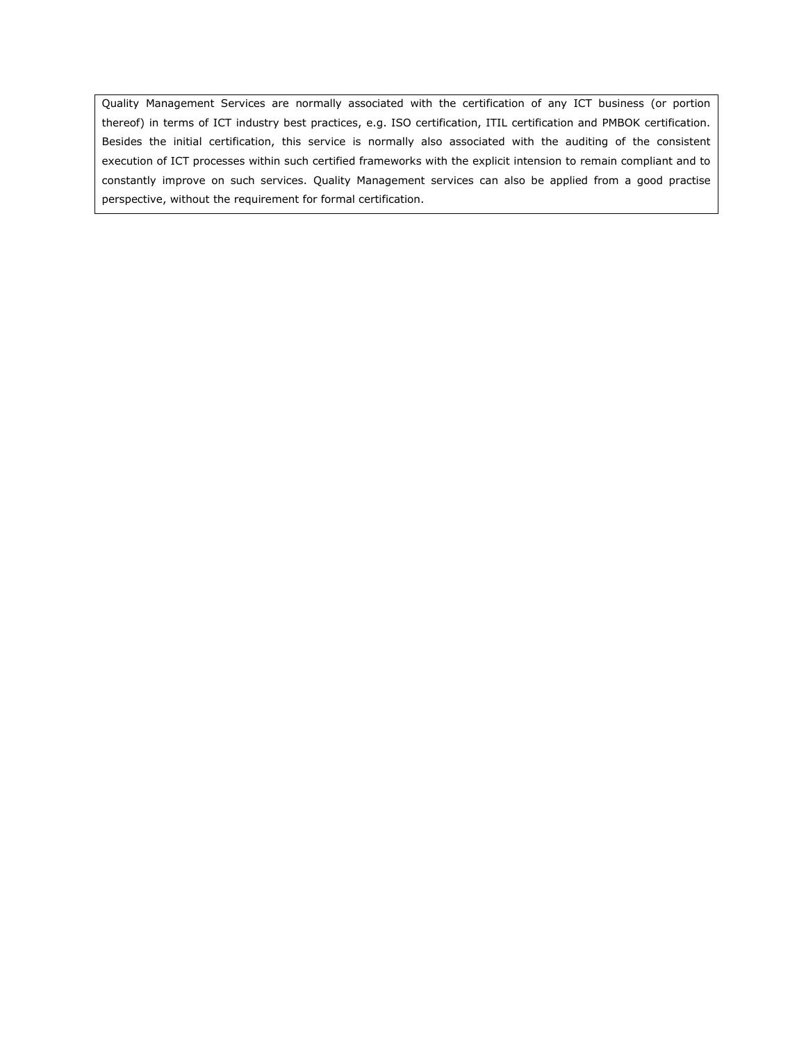Quality Management Services are normally associated with the certification of any ICT business (or portion thereof) in terms of ICT industry best practices, e.g. ISO certification, ITIL certification and PMBOK certification. Besides the initial certification, this service is normally also associated with the auditing of the consistent execution of ICT processes within such certified frameworks with the explicit intension to remain compliant and to constantly improve on such services. Quality Management services can also be applied from a good practise perspective, without the requirement for formal certification.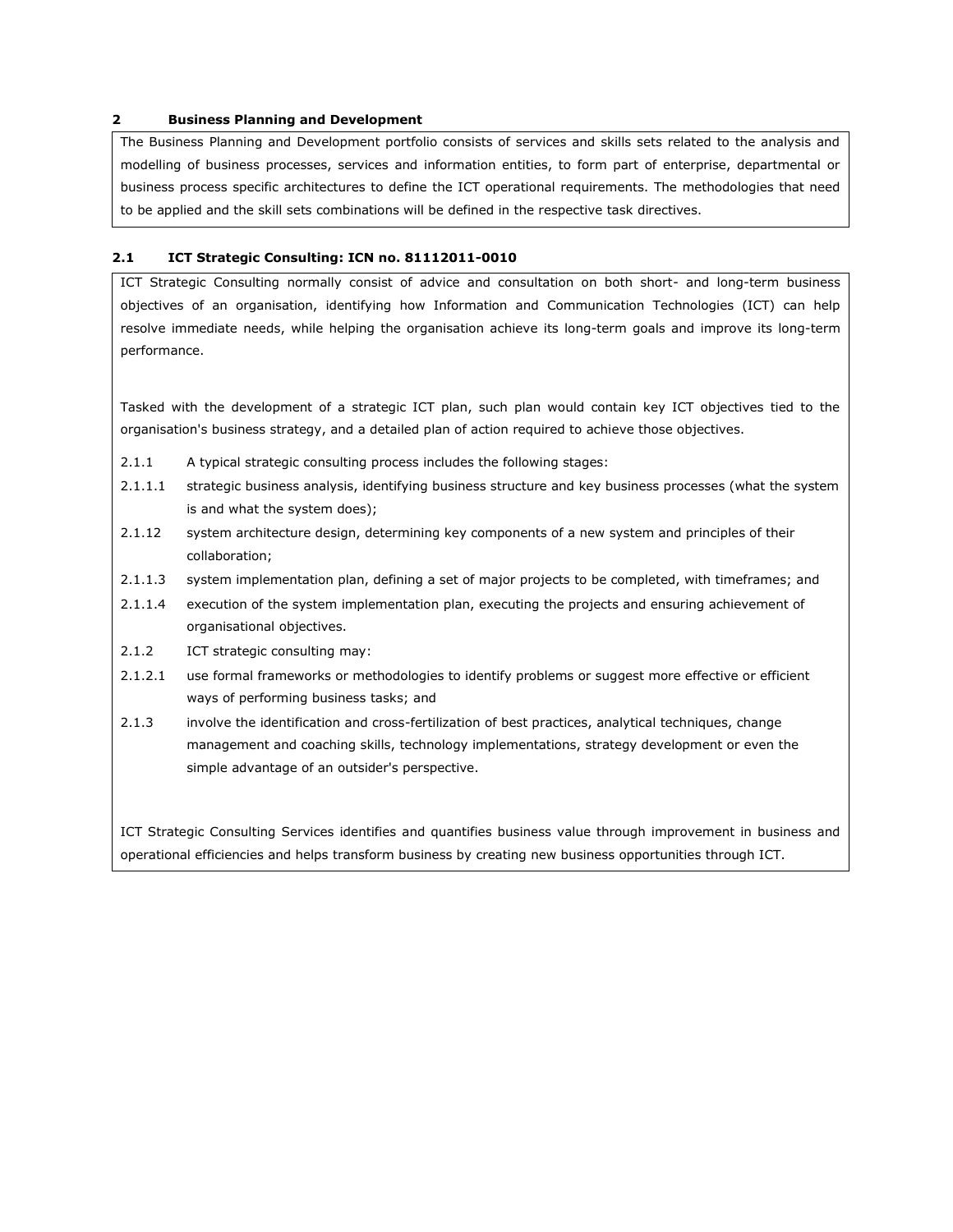## 2 Business Planning and Development

The Business Planning and Development portfolio consists of services and skills sets related to the analysis and modelling of business processes, services and information entities, to form part of enterprise, departmental or business process specific architectures to define the ICT operational requirements. The methodologies that need to be applied and the skill sets combinations will be defined in the respective task directives.

### 2.1 ICT Strategic Consulting: ICN no. 81112011-0010

ICT Strategic Consulting normally consist of advice and consultation on both short- and long-term business objectives of an organisation, identifying how Information and Communication Technologies (ICT) can help resolve immediate needs, while helping the organisation achieve its long-term goals and improve its long-term performance.

Tasked with the development of a strategic ICT plan, such plan would contain key ICT objectives tied to the organisation's business strategy, and a detailed plan of action required to achieve those objectives.

2.1.1 A typical strategic consulting process includes the following stages:

2.1.1.1 strategic business analysis, identifying business structure and key business processes (what the system is and what the system does);

2.1.12 system architecture design, determining key components of a new system and principles of their collaboration;

2.1.1.3 system implementation plan, defining a set of major projects to be completed, with timeframes; and

2.1.1.4 execution of the system implementation plan, executing the projects and ensuring achievement of organisational objectives.

2.1.2 ICT strategic consulting may:

2.1.2.1 use formal frameworks or methodologies to identify problems or suggest more effective or efficient ways of performing business tasks; and

2.1.3 involve the identification and cross-fertilization of best practices, analytical techniques, change management and coaching skills, technology implementations, strategy development or even the simple advantage of an outsider's perspective.

ICT Strategic Consulting Services identifies and quantifies business value through improvement in business and operational efficiencies and helps transform business by creating new business opportunities through ICT.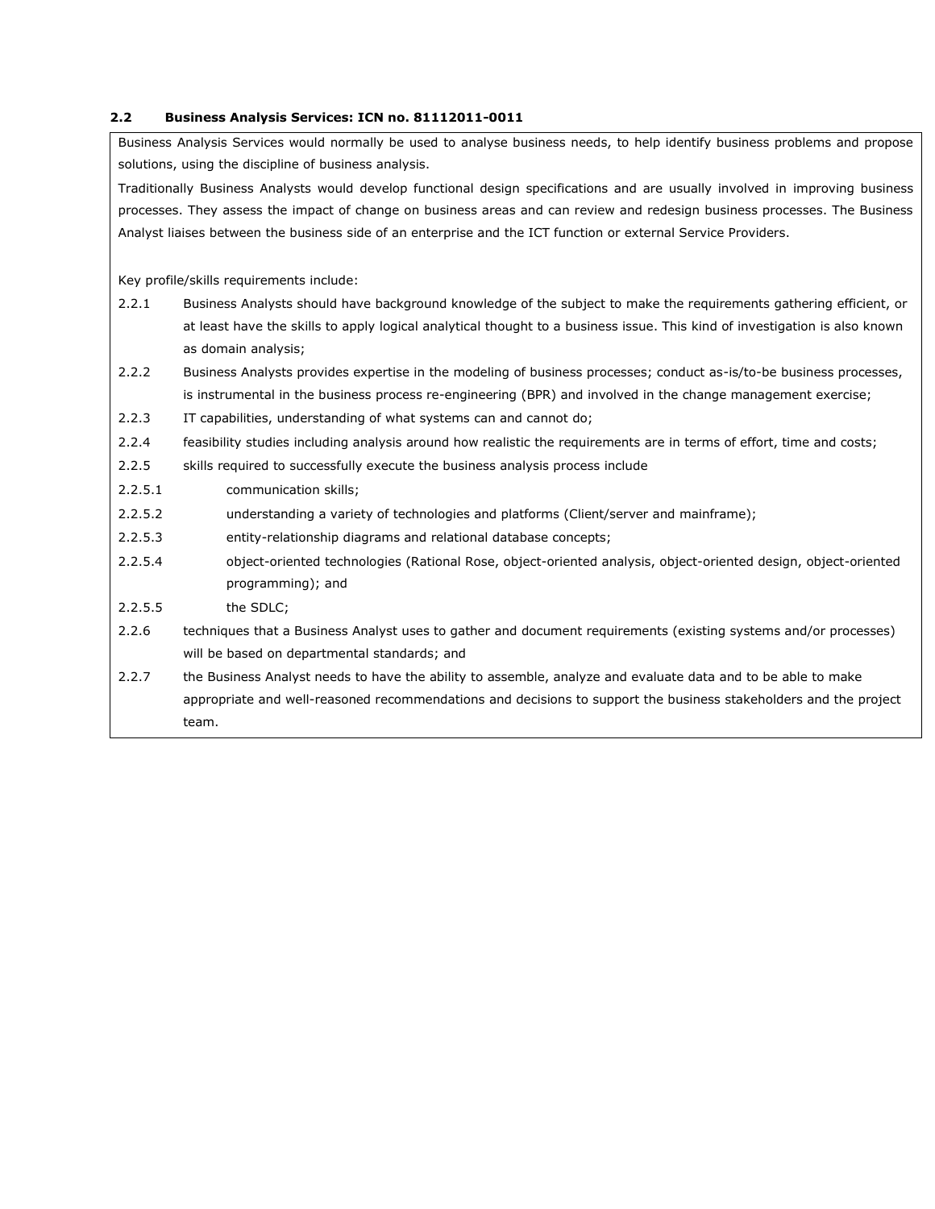### 2.2 Business Analysis Services: ICN no. 81112011-0011

Business Analysis Services would normally be used to analyse business needs, to help identify business problems and propose solutions, using the discipline of business analysis.

Traditionally Business Analysts would develop functional design specifications and are usually involved in improving business processes. They assess the impact of change on business areas and can review and redesign business processes. The Business Analyst liaises between the business side of an enterprise and the ICT function or external Service Providers.

Key profile/skills requirements include:

2.2.1 Business Analysts should have background knowledge of the subject to make the requirements gathering efficient, or at least have the skills to apply logical analytical thought to a business issue. This kind of investigation is also known as domain analysis;

2.2.2 Business Analysts provides expertise in the modeling of business processes; conduct as-is/to-be business processes, is instrumental in the business process re-engineering (BPR) and involved in the change management exercise;

2.2.3 IT capabilities, understanding of what systems can and cannot do;

2.2.4 feasibility studies including analysis around how realistic the requirements are in terms of effort, time and costs;

2.2.5 skills required to successfully execute the business analysis process include

- 2.2.5.1 communication skills;
- 2.2.5.2 understanding a variety of technologies and platforms (Client/server and mainframe);
- 2.2.5.3 entity-relationship diagrams and relational database concepts;
- 2.2.5.4 object-oriented technologies (Rational Rose, object-oriented analysis, object-oriented design, object-oriented programming); and
- 2.2.5.5 the SDLC;

2.2.6 techniques that a Business Analyst uses to gather and document requirements (existing systems and/or processes) will be based on departmental standards; and

2.2.7 the Business Analyst needs to have the ability to assemble, analyze and evaluate data and to be able to make appropriate and well-reasoned recommendations and decisions to support the business stakeholders and the project team.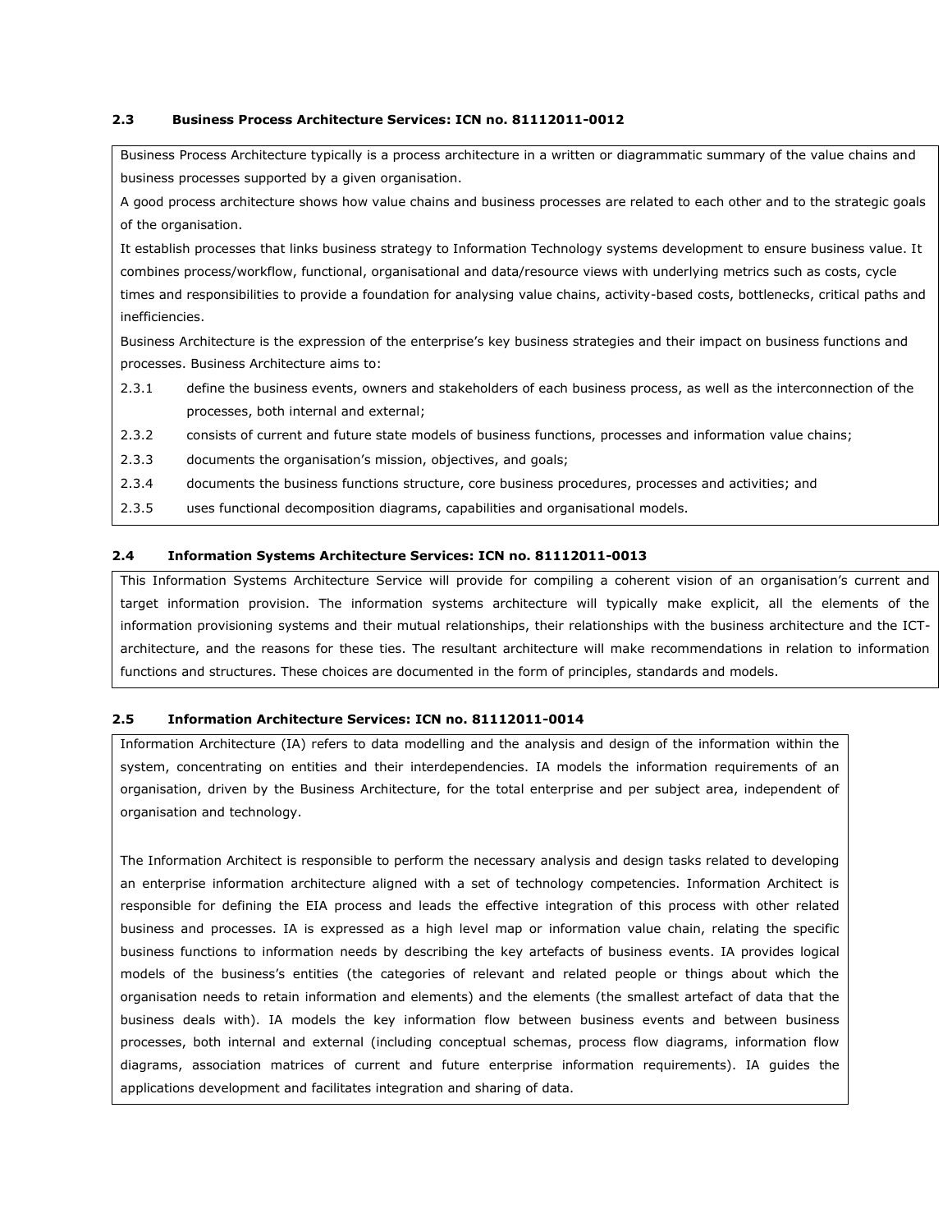### 2.3 Business Process Architecture Services: ICN no. 81112011-0012

Business Process Architecture typically is a process architecture in a written or diagrammatic summary of the value chains and business processes supported by a given organisation.

A good process architecture shows how value chains and business processes are related to each other and to the strategic goals of the organisation.

It establish processes that links business strategy to Information Technology systems development to ensure business value. It combines process/workflow, functional, organisational and data/resource views with underlying metrics such as costs, cycle times and responsibilities to provide a foundation for analysing value chains, activity-based costs, bottlenecks, critical paths and inefficiencies.

Business Architecture is the expression of the enterprise's key business strategies and their impact on business functions and processes. Business Architecture aims to:

- 2.3.1 define the business events, owners and stakeholders of each business process, as well as the interconnection of the processes, both internal and external;
- 2.3.2 consists of current and future state models of business functions, processes and information value chains;
- 2.3.3 documents the organisation's mission, objectives, and goals;
- 2.3.4 documents the business functions structure, core business procedures, processes and activities; and
- 2.3.5 uses functional decomposition diagrams, capabilities and organisational models.

### 2.4 Information Systems Architecture Services: ICN no. 81112011-0013

This Information Systems Architecture Service will provide for compiling a coherent vision of an organisation's current and target information provision. The information systems architecture will typically make explicit, all the elements of the information provisioning systems and their mutual relationships, their relationships with the business architecture and the ICT-architecture, and the reasons for these ties. The resultant architecture will make recommendations in relation to information functions and structures. These choices are documented in the form of principles, standards and models.

### 2.5 Information Architecture Services: ICN no. 81112011-0014

Information Architecture (IA) refers to data modelling and the analysis and design of the information within the system, concentrating on entities and their interdependencies. IA models the information requirements of an organisation, driven by the Business Architecture, for the total enterprise and per subject area, independent of organisation and technology.

The Information Architect is responsible to perform the necessary analysis and design tasks related to developing an enterprise information architecture aligned with a set of technology competencies. Information Architect is responsible for defining the EIA process and leads the effective integration of this process with other related business and processes. IA is expressed as a high level map or information value chain, relating the specific business functions to information needs by describing the key artefacts of business events. IA provides logical models of the business's entities (the categories of relevant and related people or things about which the organisation needs to retain information and elements) and the elements (the smallest artefact of data that the business deals with). IA models the key information flow between business events and between business processes, both internal and external (including conceptual schemas, process flow diagrams, information flow diagrams, association matrices of current and future enterprise information requirements). IA guides the applications development and facilitates integration and sharing of data.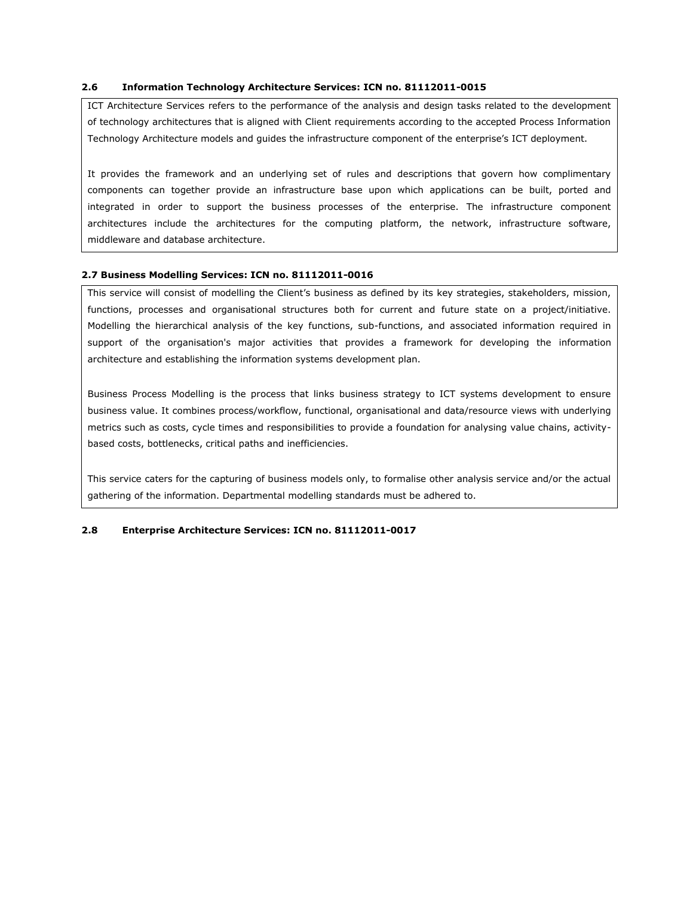### 2.6 Information Technology Architecture Services: ICN no. 81112011-0015

ICT Architecture Services refers to the performance of the analysis and design tasks related to the development of technology architectures that is aligned with Client requirements according to the accepted Process Information Technology Architecture models and guides the infrastructure component of the enterprise's ICT deployment.

It provides the framework and an underlying set of rules and descriptions that govern how complimentary components can together provide an infrastructure base upon which applications can be built, ported and integrated in order to support the business processes of the enterprise. The infrastructure component architectures include the architectures for the computing platform, the network, infrastructure software, middleware and database architecture.

### 2.7 Business Modelling Services: ICN no. 81112011-0016

This service will consist of modelling the Client's business as defined by its key strategies, stakeholders, mission, functions, processes and organisational structures both for current and future state on a project/initiative. Modelling the hierarchical analysis of the key functions, sub-functions, and associated information required in support of the organisation's major activities that provides a framework for developing the information architecture and establishing the information systems development plan.

Business Process Modelling is the process that links business strategy to ICT systems development to ensure business value. It combines process/workflow, functional, organisational and data/resource views with underlying metrics such as costs, cycle times and responsibilities to provide a foundation for analysing value chains, activity-based costs, bottlenecks, critical paths and inefficiencies.

This service caters for the capturing of business models only, to formalise other analysis service and/or the actual gathering of the information. Departmental modelling standards must be adhered to.

### 2.8 Enterprise Architecture Services: ICN no. 81112011-0017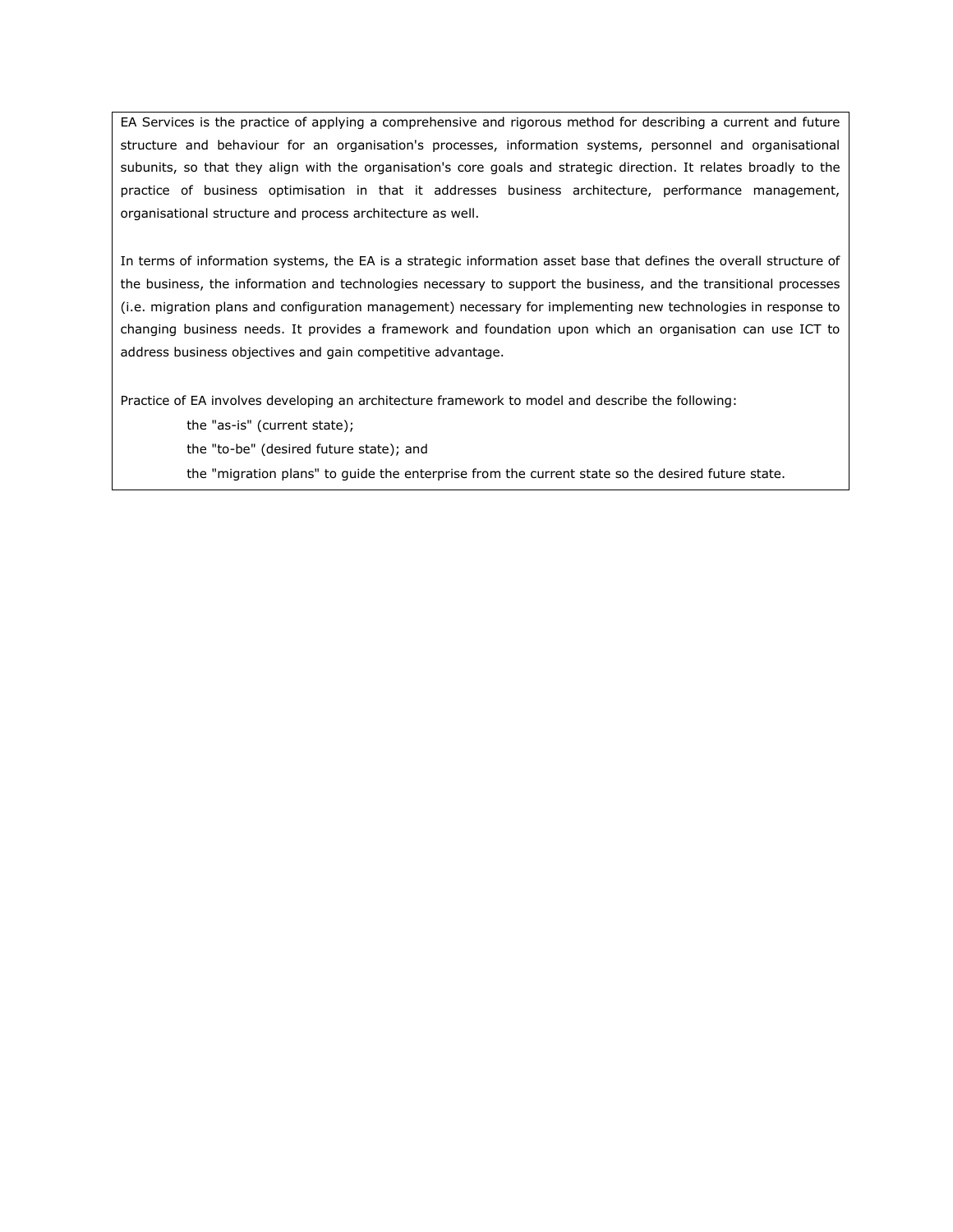EA Services is the practice of applying a comprehensive and rigorous method for describing a current and future structure and behaviour for an organisation's processes, information systems, personnel and organisational subunits, so that they align with the organisation's core goals and strategic direction. It relates broadly to the practice of business optimisation in that it addresses business architecture, performance management, organisational structure and process architecture as well.

In terms of information systems, the EA is a strategic information asset base that defines the overall structure of the business, the information and technologies necessary to support the business, and the transitional processes (i.e. migration plans and configuration management) necessary for implementing new technologies in response to changing business needs. It provides a framework and foundation upon which an organisation can use ICT to address business objectives and gain competitive advantage.

Practice of EA involves developing an architecture framework to model and describe the following:

- the "as-is" (current state);
- the "to-be" (desired future state); and
- the "migration plans" to guide the enterprise from the current state so the desired future state.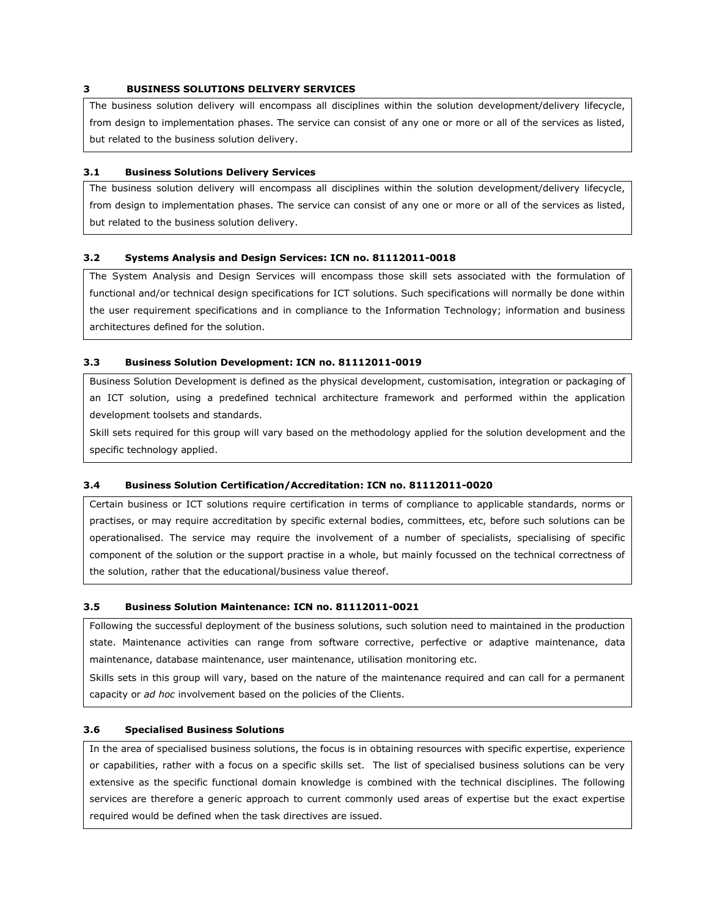## 3 BUSINESS SOLUTIONS DELIVERY SERVICES

The business solution delivery will encompass all disciplines within the solution development/delivery lifecycle, from design to implementation phases. The service can consist of any one or more or all of the services as listed, but related to the business solution delivery.

### 3.1 Business Solutions Delivery Services

The business solution delivery will encompass all disciplines within the solution development/delivery lifecycle, from design to implementation phases. The service can consist of any one or more or all of the services as listed, but related to the business solution delivery.

### 3.2 Systems Analysis and Design Services: ICN no. 81112011-0018

The System Analysis and Design Services will encompass those skill sets associated with the formulation of functional and/or technical design specifications for ICT solutions. Such specifications will normally be done within the user requirement specifications and in compliance to the Information Technology; information and business architectures defined for the solution.

### 3.3 Business Solution Development: ICN no. 81112011-0019

Business Solution Development is defined as the physical development, customisation, integration or packaging of an ICT solution, using a predefined technical architecture framework and performed within the application development toolsets and standards.

Skill sets required for this group will vary based on the methodology applied for the solution development and the specific technology applied.

### 3.4 Business Solution Certification/Accreditation: ICN no. 81112011-0020

Certain business or ICT solutions require certification in terms of compliance to applicable standards, norms or practises, or may require accreditation by specific external bodies, committees, etc, before such solutions can be operationalised. The service may require the involvement of a number of specialists, specialising of specific component of the solution or the support practise in a whole, but mainly focussed on the technical correctness of the solution, rather that the educational/business value thereof.

### 3.5 Business Solution Maintenance: ICN no. 81112011-0021

Following the successful deployment of the business solutions, such solution need to maintained in the production state. Maintenance activities can range from software corrective, perfective or adaptive maintenance, data maintenance, database maintenance, user maintenance, utilisation monitoring etc.

Skills sets in this group will vary, based on the nature of the maintenance required and can call for a permanent capacity or *ad hoc* involvement based on the policies of the Clients.

### 3.6 Specialised Business Solutions

In the area of specialised business solutions, the focus is in obtaining resources with specific expertise, experience or capabilities, rather with a focus on a specific skills set. The list of specialised business solutions can be very extensive as the specific functional domain knowledge is combined with the technical disciplines. The following services are therefore a generic approach to current commonly used areas of expertise but the exact expertise required would be defined when the task directives are issued.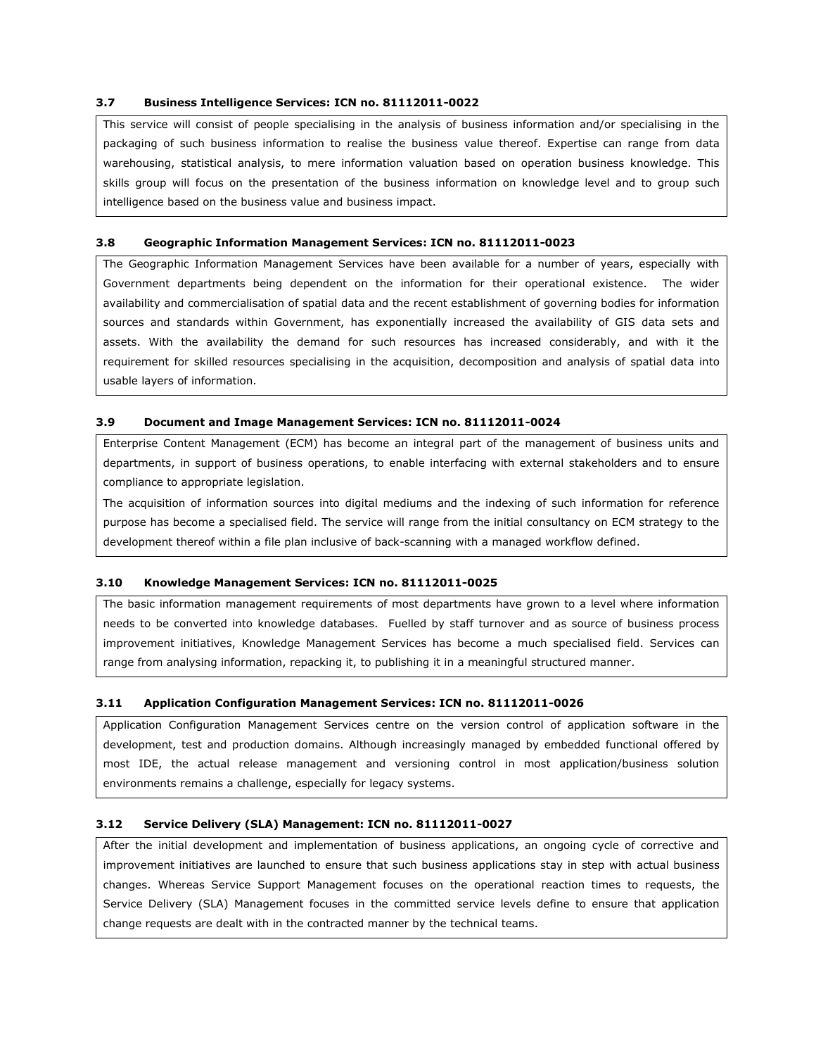### 3.7 Business Intelligence Services: ICN no. 81112011-0022

This service will consist of people specialising in the analysis of business information and/or specialising in the packaging of such business information to realise the business value thereof. Expertise can range from data warehousing, statistical analysis, to mere information valuation based on operation business knowledge. This skills group will focus on the presentation of the business information on knowledge level and to group such intelligence based on the business value and business impact.

### 3.8 Geographic Information Management Services: ICN no. 81112011-0023

The Geographic Information Management Services have been available for a number of years, especially with Government departments being dependent on the information for their operational existence. The wider availability and commercialisation of spatial data and the recent establishment of governing bodies for information sources and standards within Government, has exponentially increased the availability of GIS data sets and assets. With the availability the demand for such resources has increased considerably, and with it the requirement for skilled resources specialising in the acquisition, decomposition and analysis of spatial data into usable layers of information.

### 3.9 Document and Image Management Services: ICN no. 81112011-0024

Enterprise Content Management (ECM) has become an integral part of the management of business units and departments, in support of business operations, to enable interfacing with external stakeholders and to ensure compliance to appropriate legislation.

The acquisition of information sources into digital mediums and the indexing of such information for reference purpose has become a specialised field. The service will range from the initial consultancy on ECM strategy to the development thereof within a file plan inclusive of back-scanning with a managed workflow defined.

### 3.10 Knowledge Management Services: ICN no. 81112011-0025

The basic information management requirements of most departments have grown to a level where information needs to be converted into knowledge databases. Fuelled by staff turnover and as source of business process improvement initiatives, Knowledge Management Services has become a much specialised field. Services can range from analysing information, repacking it, to publishing it in a meaningful structured manner.

### 3.11 Application Configuration Management Services: ICN no. 81112011-0026

Application Configuration Management Services centre on the version control of application software in the development, test and production domains. Although increasingly managed by embedded functional offered by most IDE, the actual release management and versioning control in most application/business solution environments remains a challenge, especially for legacy systems.

### 3.12 Service Delivery (SLA) Management: ICN no. 81112011-0027

After the initial development and implementation of business applications, an ongoing cycle of corrective and improvement initiatives are launched to ensure that such business applications stay in step with actual business changes. Whereas Service Support Management focuses on the operational reaction times to requests, the Service Delivery (SLA) Management focuses in the committed service levels define to ensure that application change requests are dealt with in the contracted manner by the technical teams.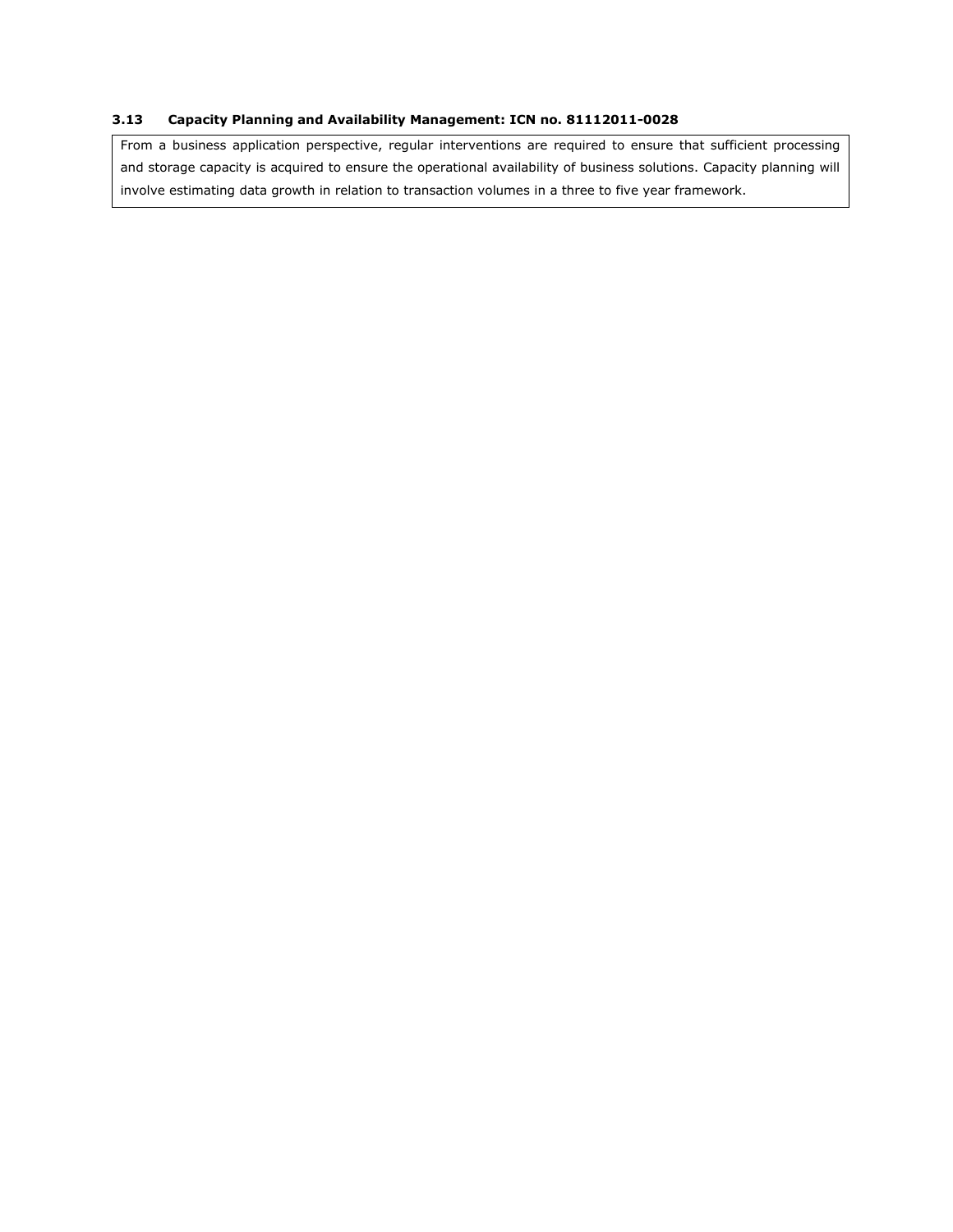### 3.13 Capacity Planning and Availability Management: ICN no. 81112011-0028

From a business application perspective, regular interventions are required to ensure that sufficient processing and storage capacity is acquired to ensure the operational availability of business solutions. Capacity planning will involve estimating data growth in relation to transaction volumes in a three to five year framework.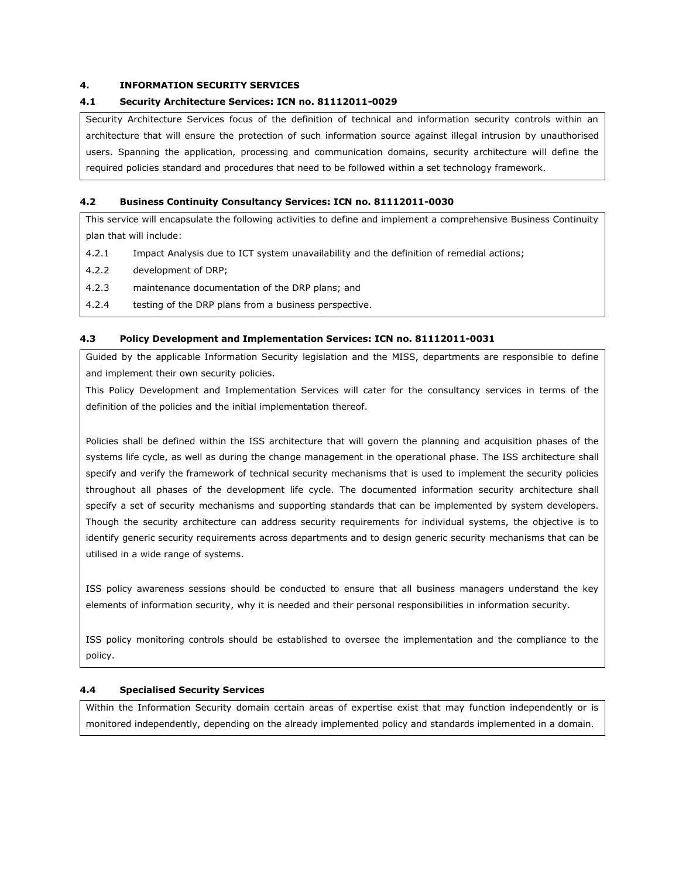## 4. INFORMATION SECURITY SERVICES

### 4.1 Security Architecture Services: ICN no. 81112011-0029

Security Architecture Services focus of the definition of technical and information security controls within an architecture that will ensure the protection of such information source against illegal intrusion by unauthorised users. Spanning the application, processing and communication domains, security architecture will define the required policies standard and procedures that need to be followed within a set technology framework.

### 4.2 Business Continuity Consultancy Services: ICN no. 81112011-0030

This service will encapsulate the following activities to define and implement a comprehensive Business Continuity plan that will include:

4.2.1 Impact Analysis due to ICT system unavailability and the definition of remedial actions;

4.2.2 development of DRP;

4.2.3 maintenance documentation of the DRP plans; and

4.2.4 testing of the DRP plans from a business perspective.

### 4.3 Policy Development and Implementation Services: ICN no. 81112011-0031

Guided by the applicable Information Security legislation and the MISS, departments are responsible to define and implement their own security policies.

This Policy Development and Implementation Services will cater for the consultancy services in terms of the definition of the policies and the initial implementation thereof.

Policies shall be defined within the ISS architecture that will govern the planning and acquisition phases of the systems life cycle, as well as during the change management in the operational phase. The ISS architecture shall specify and verify the framework of technical security mechanisms that is used to implement the security policies throughout all phases of the development life cycle. The documented information security architecture shall specify a set of security mechanisms and supporting standards that can be implemented by system developers. Though the security architecture can address security requirements for individual systems, the objective is to identify generic security requirements across departments and to design generic security mechanisms that can be utilised in a wide range of systems.

ISS policy awareness sessions should be conducted to ensure that all business managers understand the key elements of information security, why it is needed and their personal responsibilities in information security.

ISS policy monitoring controls should be established to oversee the implementation and the compliance to the policy.

### 4.4 Specialised Security Services

Within the Information Security domain certain areas of expertise exist that may function independently or is monitored independently, depending on the already implemented policy and standards implemented in a domain.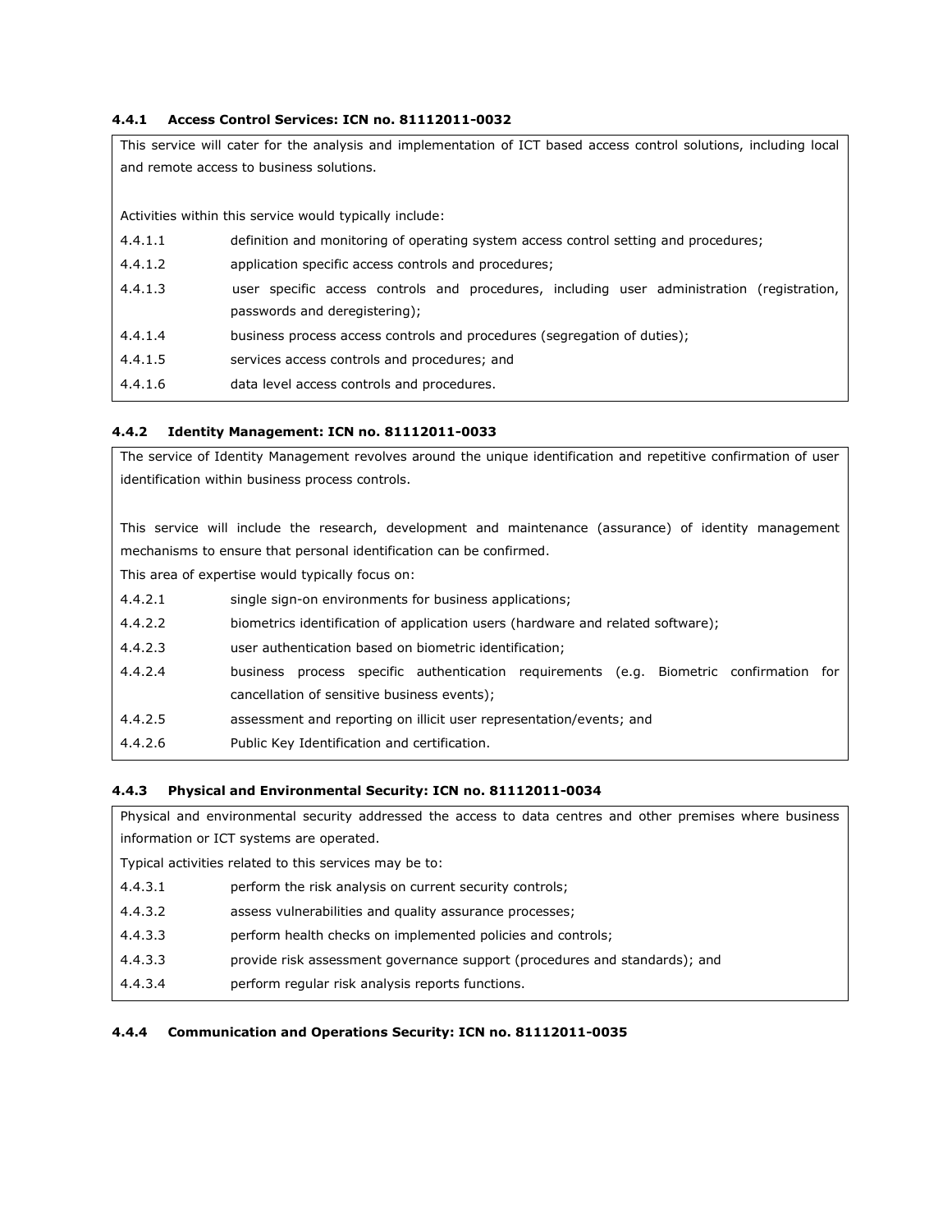#### 4.4.1 Access Control Services: ICN no. 81112011-0032

This service will cater for the analysis and implementation of ICT based access control solutions, including local and remote access to business solutions.

Activities within this service would typically include:

| | |
|---|---|
| 4.4.1.1 | definition and monitoring of operating system access control setting and procedures; |
| 4.4.1.2 | application specific access controls and procedures; |
| 4.4.1.3 | user specific access controls and procedures, including user administration (registration, passwords and deregistering); |
| 4.4.1.4 | business process access controls and procedures (segregation of duties); |
| 4.4.1.5 | services access controls and procedures; and |
| 4.4.1.6 | data level access controls and procedures. |

#### 4.4.2 Identity Management: ICN no. 81112011-0033

The service of Identity Management revolves around the unique identification and repetitive confirmation of user identification within business process controls.

This service will include the research, development and maintenance (assurance) of identity management mechanisms to ensure that personal identification can be confirmed.

This area of expertise would typically focus on:

| | |
|---|---|
| 4.4.2.1 | single sign-on environments for business applications; |
| 4.4.2.2 | biometrics identification of application users (hardware and related software); |
| 4.4.2.3 | user authentication based on biometric identification; |
| 4.4.2.4 | business process specific authentication requirements (e.g. Biometric confirmation for cancellation of sensitive business events); |
| 4.4.2.5 | assessment and reporting on illicit user representation/events; and |
| 4.4.2.6 | Public Key Identification and certification. |

#### 4.4.3 Physical and Environmental Security: ICN no. 81112011-0034

Physical and environmental security addressed the access to data centres and other premises where business information or ICT systems are operated.

Typical activities related to this services may be to:

| | |
|---|---|
| 4.4.3.1 | perform the risk analysis on current security controls; |
| 4.4.3.2 | assess vulnerabilities and quality assurance processes; |
| 4.4.3.3 | perform health checks on implemented policies and controls; |
| 4.4.3.3 | provide risk assessment governance support (procedures and standards); and |
| 4.4.3.4 | perform regular risk analysis reports functions. |

#### 4.4.4 Communication and Operations Security: ICN no. 81112011-0035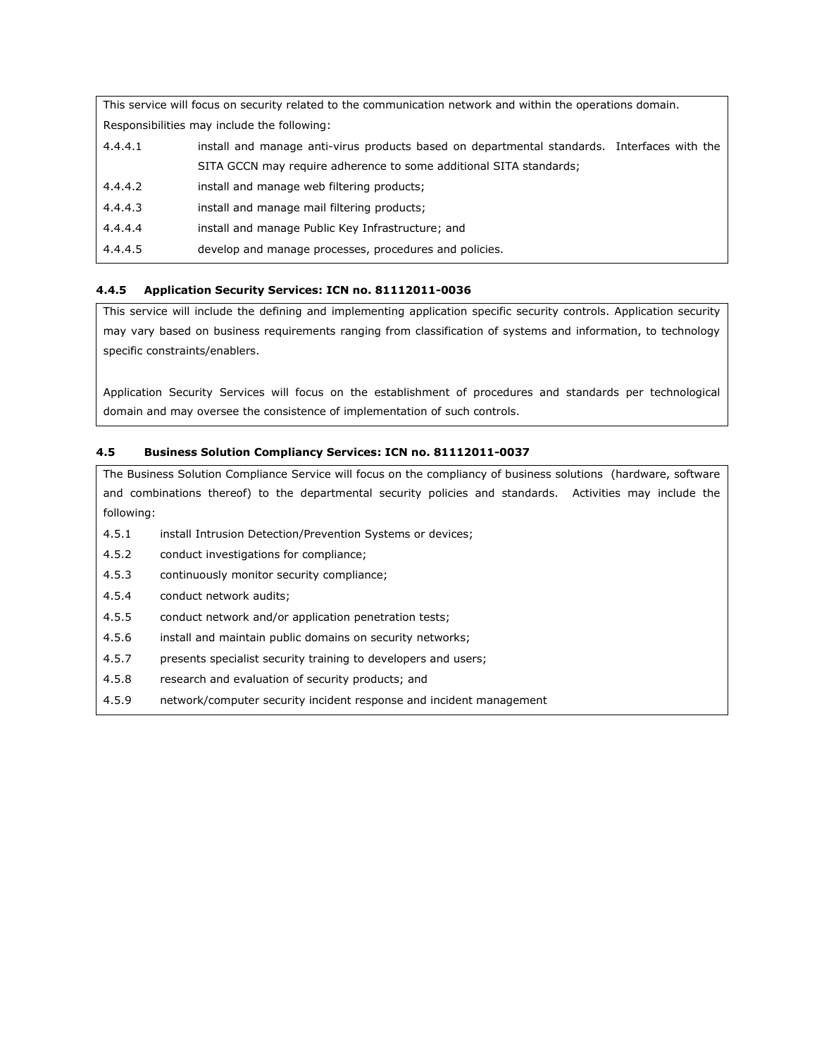This service will focus on security related to the communication network and within the operations domain.

Responsibilities may include the following:

| | |
|---|---|
| 4.4.4.1 | install and manage anti-virus products based on departmental standards. Interfaces with the SITA GCCN may require adherence to some additional SITA standards; |
| 4.4.4.2 | install and manage web filtering products; |
| 4.4.4.3 | install and manage mail filtering products; |
| 4.4.4.4 | install and manage Public Key Infrastructure; and |
| 4.4.4.5 | develop and manage processes, procedures and policies. |

#### 4.4.5 Application Security Services: ICN no. 81112011-0036

This service will include the defining and implementing application specific security controls. Application security may vary based on business requirements ranging from classification of systems and information, to technology specific constraints/enablers.

Application Security Services will focus on the establishment of procedures and standards per technological domain and may oversee the consistence of implementation of such controls.

### 4.5 Business Solution Compliancy Services: ICN no. 81112011-0037

The Business Solution Compliance Service will focus on the compliancy of business solutions (hardware, software and combinations thereof) to the departmental security policies and standards. Activities may include the following:

| | |
|---|---|
| 4.5.1 | install Intrusion Detection/Prevention Systems or devices; |
| 4.5.2 | conduct investigations for compliance; |
| 4.5.3 | continuously monitor security compliance; |
| 4.5.4 | conduct network audits; |
| 4.5.5 | conduct network and/or application penetration tests; |
| 4.5.6 | install and maintain public domains on security networks; |
| 4.5.7 | presents specialist security training to developers and users; |
| 4.5.8 | research and evaluation of security products; and |
| 4.5.9 | network/computer security incident response and incident management |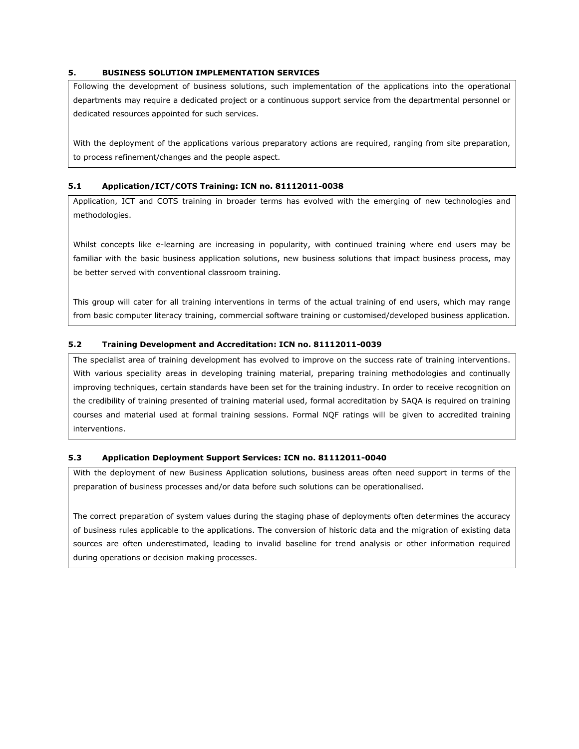## 5. BUSINESS SOLUTION IMPLEMENTATION SERVICES

Following the development of business solutions, such implementation of the applications into the operational departments may require a dedicated project or a continuous support service from the departmental personnel or dedicated resources appointed for such services.

With the deployment of the applications various preparatory actions are required, ranging from site preparation, to process refinement/changes and the people aspect.

### 5.1 Application/ICT/COTS Training: ICN no. 81112011-0038

Application, ICT and COTS training in broader terms has evolved with the emerging of new technologies and methodologies.

Whilst concepts like e-learning are increasing in popularity, with continued training where end users may be familiar with the basic business application solutions, new business solutions that impact business process, may be better served with conventional classroom training.

This group will cater for all training interventions in terms of the actual training of end users, which may range from basic computer literacy training, commercial software training or customised/developed business application.

### 5.2 Training Development and Accreditation: ICN no. 81112011-0039

The specialist area of training development has evolved to improve on the success rate of training interventions. With various speciality areas in developing training material, preparing training methodologies and continually improving techniques, certain standards have been set for the training industry. In order to receive recognition on the credibility of training presented of training material used, formal accreditation by SAQA is required on training courses and material used at formal training sessions. Formal NQF ratings will be given to accredited training interventions.

### 5.3 Application Deployment Support Services: ICN no. 81112011-0040

With the deployment of new Business Application solutions, business areas often need support in terms of the preparation of business processes and/or data before such solutions can be operationalised.

The correct preparation of system values during the staging phase of deployments often determines the accuracy of business rules applicable to the applications. The conversion of historic data and the migration of existing data sources are often underestimated, leading to invalid baseline for trend analysis or other information required during operations or decision making processes.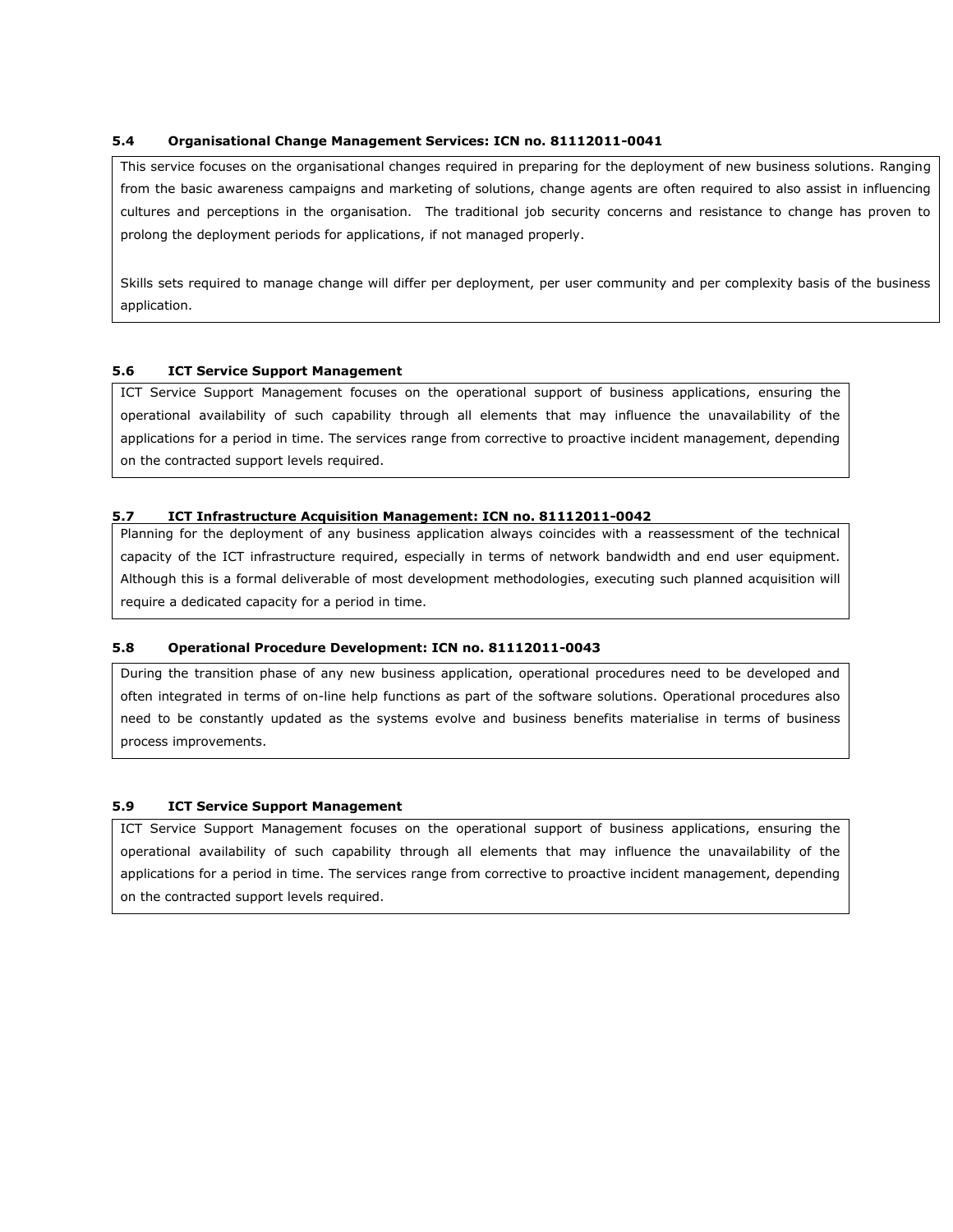### 5.4 Organisational Change Management Services: ICN no. 81112011-0041

This service focuses on the organisational changes required in preparing for the deployment of new business solutions. Ranging from the basic awareness campaigns and marketing of solutions, change agents are often required to also assist in influencing cultures and perceptions in the organisation. The traditional job security concerns and resistance to change has proven to prolong the deployment periods for applications, if not managed properly.

Skills sets required to manage change will differ per deployment, per user community and per complexity basis of the business application.

### 5.6 ICT Service Support Management

ICT Service Support Management focuses on the operational support of business applications, ensuring the operational availability of such capability through all elements that may influence the unavailability of the applications for a period in time. The services range from corrective to proactive incident management, depending on the contracted support levels required.

### 5.7 ICT Infrastructure Acquisition Management: ICN no. 81112011-0042

Planning for the deployment of any business application always coincides with a reassessment of the technical capacity of the ICT infrastructure required, especially in terms of network bandwidth and end user equipment. Although this is a formal deliverable of most development methodologies, executing such planned acquisition will require a dedicated capacity for a period in time.

### 5.8 Operational Procedure Development: ICN no. 81112011-0043

During the transition phase of any new business application, operational procedures need to be developed and often integrated in terms of on-line help functions as part of the software solutions. Operational procedures also need to be constantly updated as the systems evolve and business benefits materialise in terms of business process improvements.

### 5.9 ICT Service Support Management

ICT Service Support Management focuses on the operational support of business applications, ensuring the operational availability of such capability through all elements that may influence the unavailability of the applications for a period in time. The services range from corrective to proactive incident management, depending on the contracted support levels required.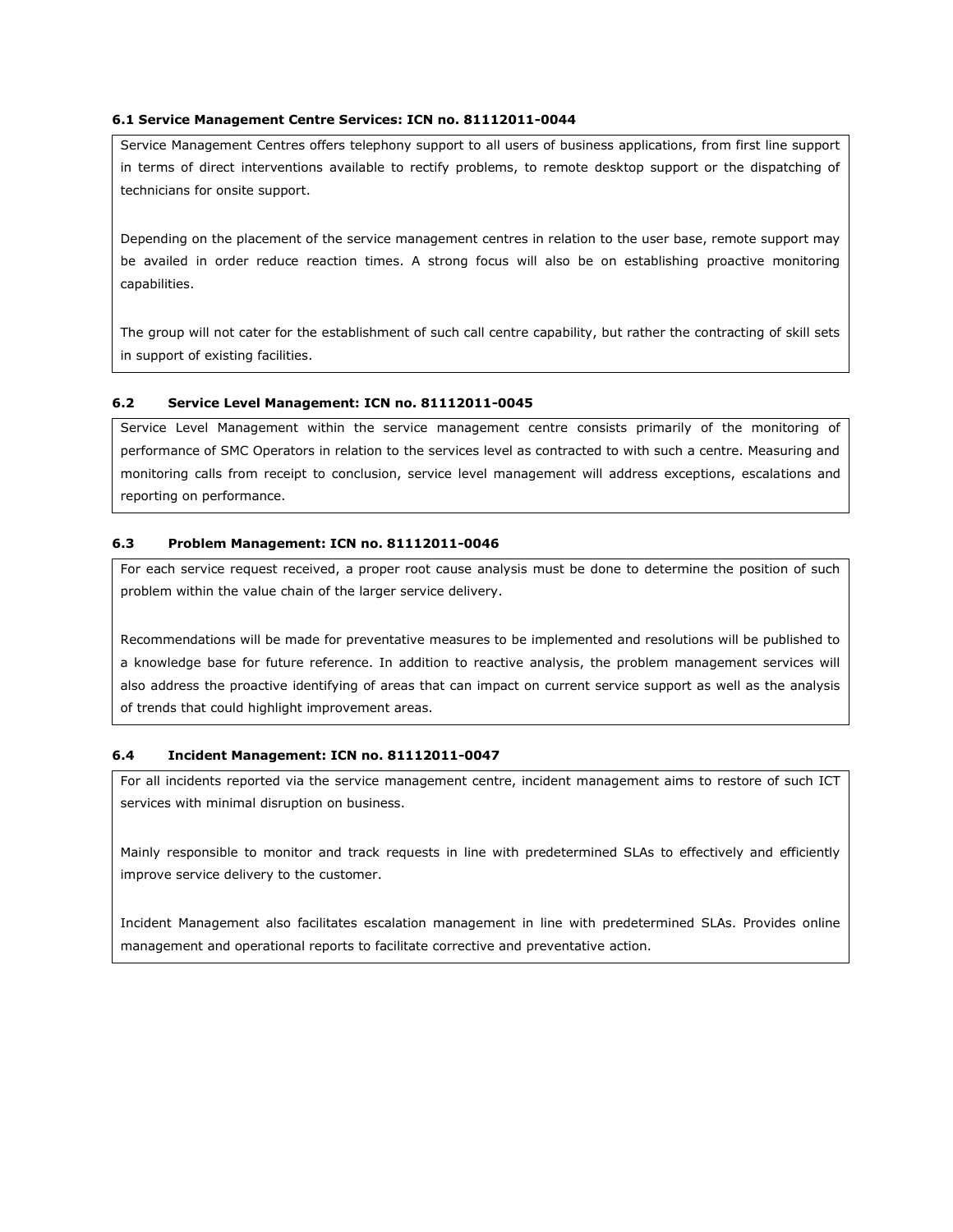### 6.1 Service Management Centre Services: ICN no. 81112011-0044

Service Management Centres offers telephony support to all users of business applications, from first line support in terms of direct interventions available to rectify problems, to remote desktop support or the dispatching of technicians for onsite support.

Depending on the placement of the service management centres in relation to the user base, remote support may be availed in order reduce reaction times. A strong focus will also be on establishing proactive monitoring capabilities.

The group will not cater for the establishment of such call centre capability, but rather the contracting of skill sets in support of existing facilities.

### 6.2 Service Level Management: ICN no. 81112011-0045

Service Level Management within the service management centre consists primarily of the monitoring of performance of SMC Operators in relation to the services level as contracted to with such a centre. Measuring and monitoring calls from receipt to conclusion, service level management will address exceptions, escalations and reporting on performance.

### 6.3 Problem Management: ICN no. 81112011-0046

For each service request received, a proper root cause analysis must be done to determine the position of such problem within the value chain of the larger service delivery.

Recommendations will be made for preventative measures to be implemented and resolutions will be published to a knowledge base for future reference. In addition to reactive analysis, the problem management services will also address the proactive identifying of areas that can impact on current service support as well as the analysis of trends that could highlight improvement areas.

### 6.4 Incident Management: ICN no. 81112011-0047

For all incidents reported via the service management centre, incident management aims to restore of such ICT services with minimal disruption on business.

Mainly responsible to monitor and track requests in line with predetermined SLAs to effectively and efficiently improve service delivery to the customer.

Incident Management also facilitates escalation management in line with predetermined SLAs. Provides online management and operational reports to facilitate corrective and preventative action.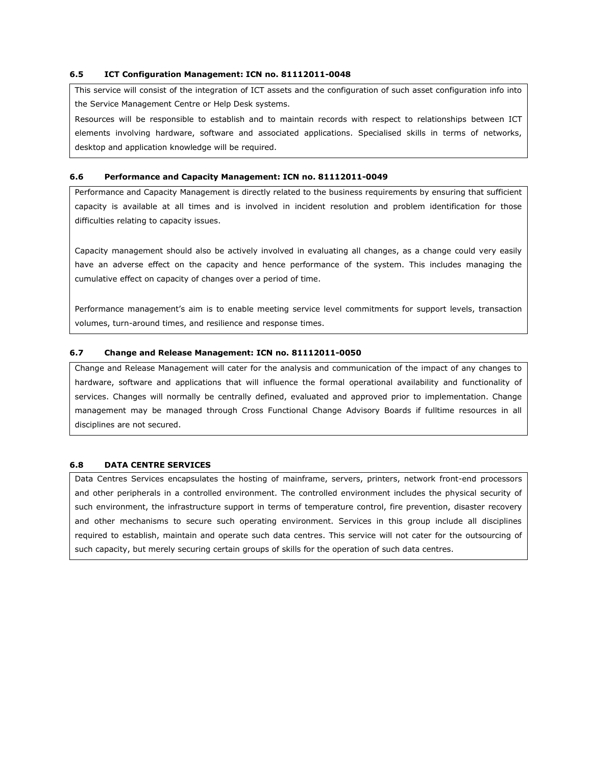### 6.5 ICT Configuration Management: ICN no. 81112011-0048

This service will consist of the integration of ICT assets and the configuration of such asset configuration info into the Service Management Centre or Help Desk systems.

Resources will be responsible to establish and to maintain records with respect to relationships between ICT elements involving hardware, software and associated applications. Specialised skills in terms of networks, desktop and application knowledge will be required.

### 6.6 Performance and Capacity Management: ICN no. 81112011-0049

Performance and Capacity Management is directly related to the business requirements by ensuring that sufficient capacity is available at all times and is involved in incident resolution and problem identification for those difficulties relating to capacity issues.

Capacity management should also be actively involved in evaluating all changes, as a change could very easily have an adverse effect on the capacity and hence performance of the system. This includes managing the cumulative effect on capacity of changes over a period of time.

Performance management's aim is to enable meeting service level commitments for support levels, transaction volumes, turn-around times, and resilience and response times.

### 6.7 Change and Release Management: ICN no. 81112011-0050

Change and Release Management will cater for the analysis and communication of the impact of any changes to hardware, software and applications that will influence the formal operational availability and functionality of services. Changes will normally be centrally defined, evaluated and approved prior to implementation. Change management may be managed through Cross Functional Change Advisory Boards if fulltime resources in all disciplines are not secured.

### 6.8 DATA CENTRE SERVICES

Data Centres Services encapsulates the hosting of mainframe, servers, printers, network front-end processors and other peripherals in a controlled environment. The controlled environment includes the physical security of such environment, the infrastructure support in terms of temperature control, fire prevention, disaster recovery and other mechanisms to secure such operating environment. Services in this group include all disciplines required to establish, maintain and operate such data centres. This service will not cater for the outsourcing of such capacity, but merely securing certain groups of skills for the operation of such data centres.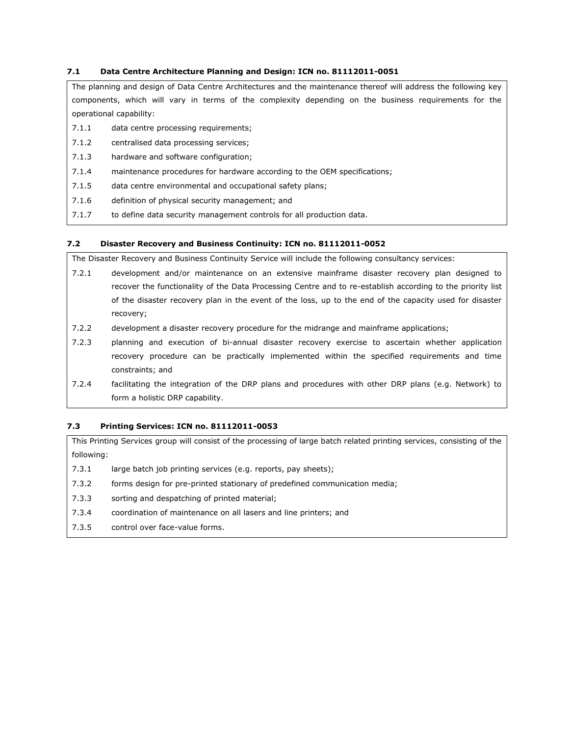### 7.1 Data Centre Architecture Planning and Design: ICN no. 81112011-0051

The planning and design of Data Centre Architectures and the maintenance thereof will address the following key components, which will vary in terms of the complexity depending on the business requirements for the operational capability:

7.1.1 data centre processing requirements;

7.1.2 centralised data processing services;

7.1.3 hardware and software configuration;

7.1.4 maintenance procedures for hardware according to the OEM specifications;

7.1.5 data centre environmental and occupational safety plans;

7.1.6 definition of physical security management; and

7.1.7 to define data security management controls for all production data.

### 7.2 Disaster Recovery and Business Continuity: ICN no. 81112011-0052

The Disaster Recovery and Business Continuity Service will include the following consultancy services:

7.2.1 development and/or maintenance on an extensive mainframe disaster recovery plan designed to recover the functionality of the Data Processing Centre and to re-establish according to the priority list of the disaster recovery plan in the event of the loss, up to the end of the capacity used for disaster recovery;

7.2.2 development a disaster recovery procedure for the midrange and mainframe applications;

7.2.3 planning and execution of bi-annual disaster recovery exercise to ascertain whether application recovery procedure can be practically implemented within the specified requirements and time constraints; and

7.2.4 facilitating the integration of the DRP plans and procedures with other DRP plans (e.g. Network) to form a holistic DRP capability.

### 7.3 Printing Services: ICN no. 81112011-0053

This Printing Services group will consist of the processing of large batch related printing services, consisting of the following:

7.3.1 large batch job printing services (e.g. reports, pay sheets);

7.3.2 forms design for pre-printed stationary of predefined communication media;

7.3.3 sorting and despatching of printed material;

7.3.4 coordination of maintenance on all lasers and line printers; and

7.3.5 control over face-value forms.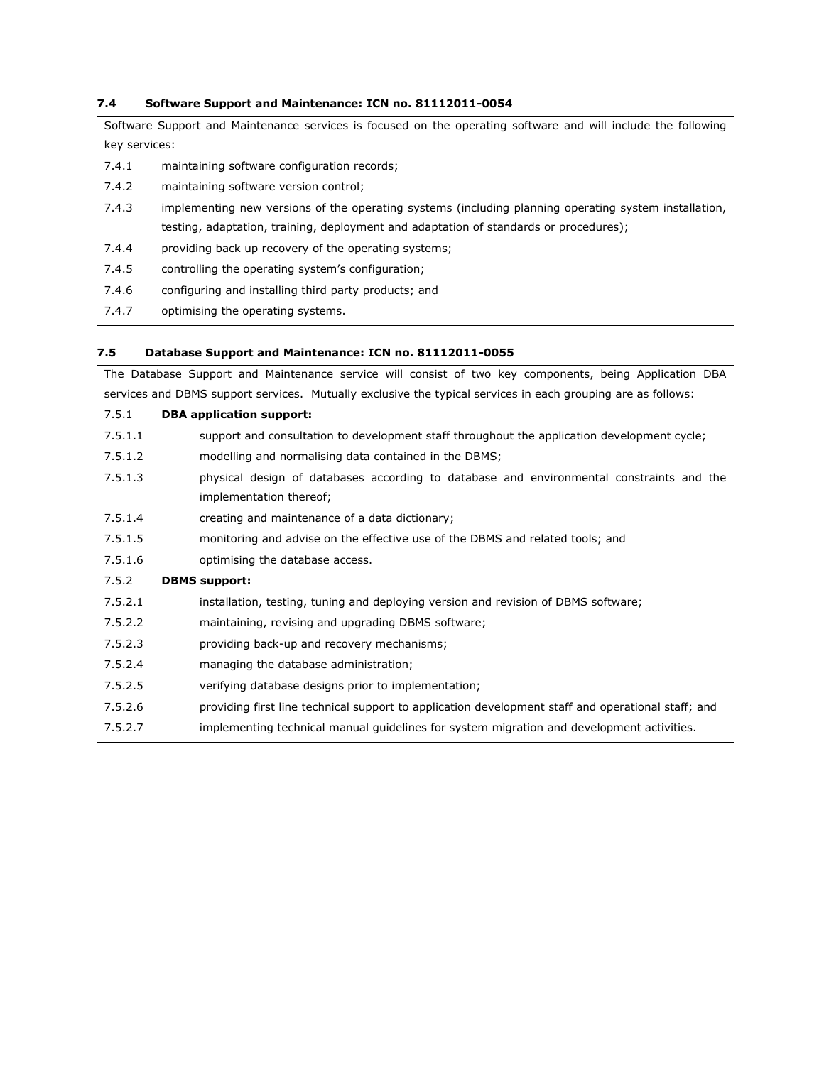### 7.4 Software Support and Maintenance: ICN no. 81112011-0054

Software Support and Maintenance services is focused on the operating software and will include the following key services:

7.4.1 maintaining software configuration records;

7.4.2 maintaining software version control;

7.4.3 implementing new versions of the operating systems (including planning operating system installation, testing, adaptation, training, deployment and adaptation of standards or procedures);

7.4.4 providing back up recovery of the operating systems;

7.4.5 controlling the operating system's configuration;

7.4.6 configuring and installing third party products; and

7.4.7 optimising the operating systems.

### 7.5 Database Support and Maintenance: ICN no. 81112011-0055

The Database Support and Maintenance service will consist of two key components, being Application DBA services and DBMS support services. Mutually exclusive the typical services in each grouping are as follows:

7.5.1 **DBA application support:**

7.5.1.1 support and consultation to development staff throughout the application development cycle;

7.5.1.2 modelling and normalising data contained in the DBMS;

7.5.1.3 physical design of databases according to database and environmental constraints and the implementation thereof;

7.5.1.4 creating and maintenance of a data dictionary;

7.5.1.5 monitoring and advise on the effective use of the DBMS and related tools; and

7.5.1.6 optimising the database access.

7.5.2 **DBMS support:**

7.5.2.1 installation, testing, tuning and deploying version and revision of DBMS software;

7.5.2.2 maintaining, revising and upgrading DBMS software;

7.5.2.3 providing back-up and recovery mechanisms;

7.5.2.4 managing the database administration;

7.5.2.5 verifying database designs prior to implementation;

7.5.2.6 providing first line technical support to application development staff and operational staff; and

7.5.2.7 implementing technical manual guidelines for system migration and development activities.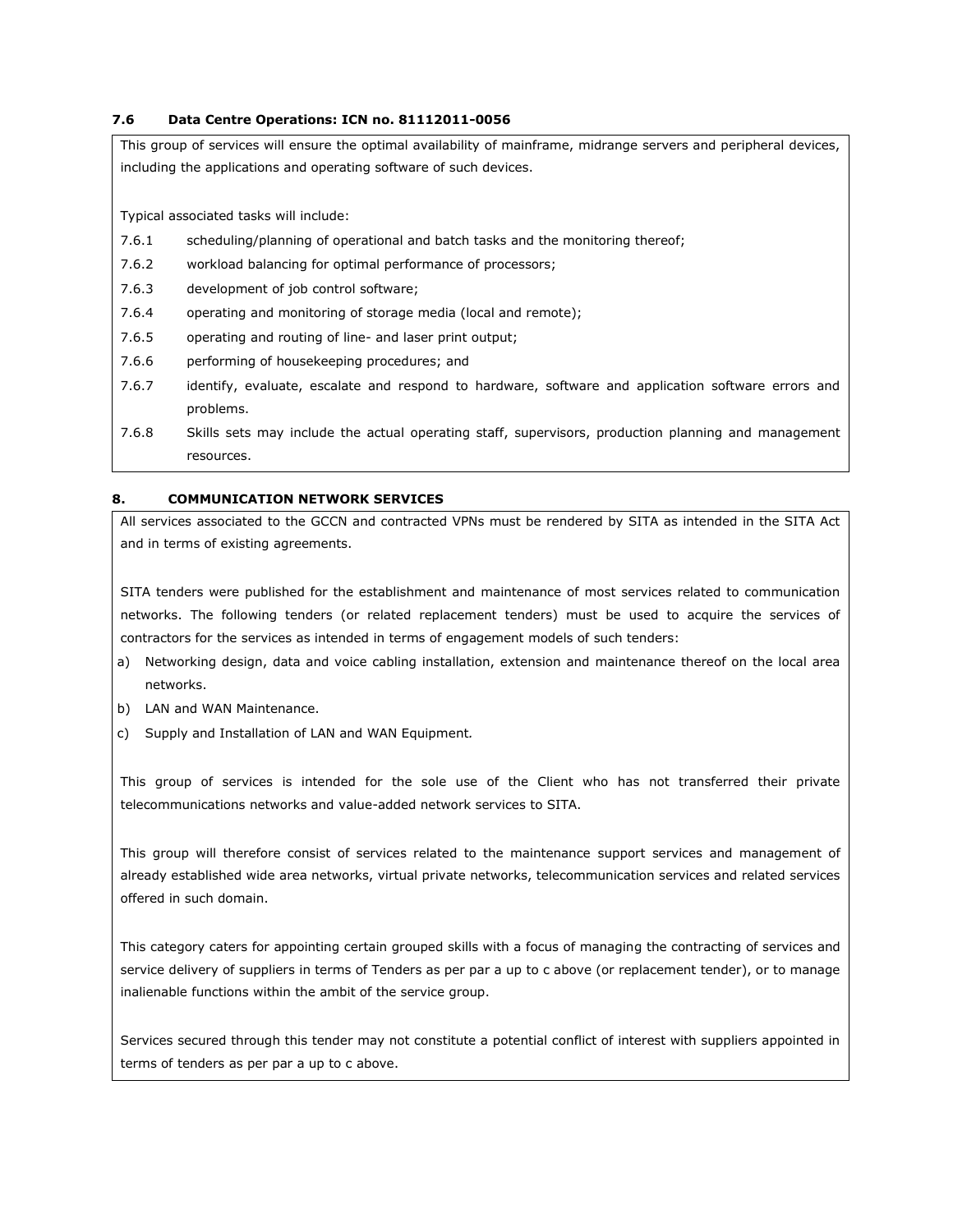### 7.6 Data Centre Operations: ICN no. 81112011-0056

This group of services will ensure the optimal availability of mainframe, midrange servers and peripheral devices, including the applications and operating software of such devices.

Typical associated tasks will include:

7.6.1 scheduling/planning of operational and batch tasks and the monitoring thereof;

7.6.2 workload balancing for optimal performance of processors;

7.6.3 development of job control software;

7.6.4 operating and monitoring of storage media (local and remote);

7.6.5 operating and routing of line- and laser print output;

7.6.6 performing of housekeeping procedures; and

7.6.7 identify, evaluate, escalate and respond to hardware, software and application software errors and problems.

7.6.8 Skills sets may include the actual operating staff, supervisors, production planning and management resources.

## 8. COMMUNICATION NETWORK SERVICES

All services associated to the GCCN and contracted VPNs must be rendered by SITA as intended in the SITA Act and in terms of existing agreements.

SITA tenders were published for the establishment and maintenance of most services related to communication networks. The following tenders (or related replacement tenders) must be used to acquire the services of contractors for the services as intended in terms of engagement models of such tenders:

a) Networking design, data and voice cabling installation, extension and maintenance thereof on the local area networks.
b) LAN and WAN Maintenance.
c) Supply and Installation of LAN and WAN Equipment.

This group of services is intended for the sole use of the Client who has not transferred their private telecommunications networks and value-added network services to SITA.

This group will therefore consist of services related to the maintenance support services and management of already established wide area networks, virtual private networks, telecommunication services and related services offered in such domain.

This category caters for appointing certain grouped skills with a focus of managing the contracting of services and service delivery of suppliers in terms of Tenders as per par a up to c above (or replacement tender), or to manage inalienable functions within the ambit of the service group.

Services secured through this tender may not constitute a potential conflict of interest with suppliers appointed in terms of tenders as per par a up to c above.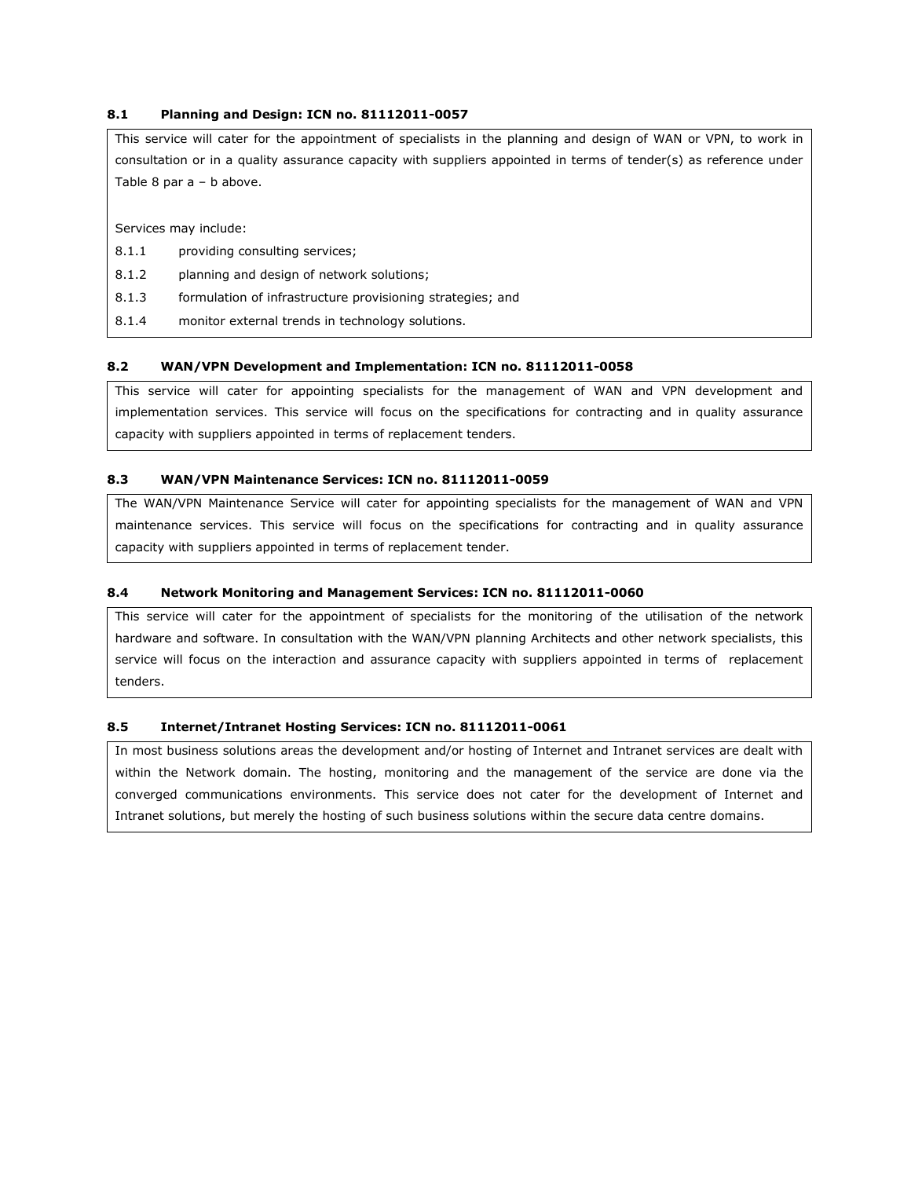### 8.1 Planning and Design: ICN no. 81112011-0057

This service will cater for the appointment of specialists in the planning and design of WAN or VPN, to work in consultation or in a quality assurance capacity with suppliers appointed in terms of tender(s) as reference under Table 8 par a – b above.

Services may include:

8.1.1 providing consulting services;

8.1.2 planning and design of network solutions;

8.1.3 formulation of infrastructure provisioning strategies; and

8.1.4 monitor external trends in technology solutions.

### 8.2 WAN/VPN Development and Implementation: ICN no. 81112011-0058

This service will cater for appointing specialists for the management of WAN and VPN development and implementation services. This service will focus on the specifications for contracting and in quality assurance capacity with suppliers appointed in terms of replacement tenders.

### 8.3 WAN/VPN Maintenance Services: ICN no. 81112011-0059

The WAN/VPN Maintenance Service will cater for appointing specialists for the management of WAN and VPN maintenance services. This service will focus on the specifications for contracting and in quality assurance capacity with suppliers appointed in terms of replacement tender.

### 8.4 Network Monitoring and Management Services: ICN no. 81112011-0060

This service will cater for the appointment of specialists for the monitoring of the utilisation of the network hardware and software. In consultation with the WAN/VPN planning Architects and other network specialists, this service will focus on the interaction and assurance capacity with suppliers appointed in terms of replacement tenders.

### 8.5 Internet/Intranet Hosting Services: ICN no. 81112011-0061

In most business solutions areas the development and/or hosting of Internet and Intranet services are dealt with within the Network domain. The hosting, monitoring and the management of the service are done via the converged communications environments. This service does not cater for the development of Internet and Intranet solutions, but merely the hosting of such business solutions within the secure data centre domains.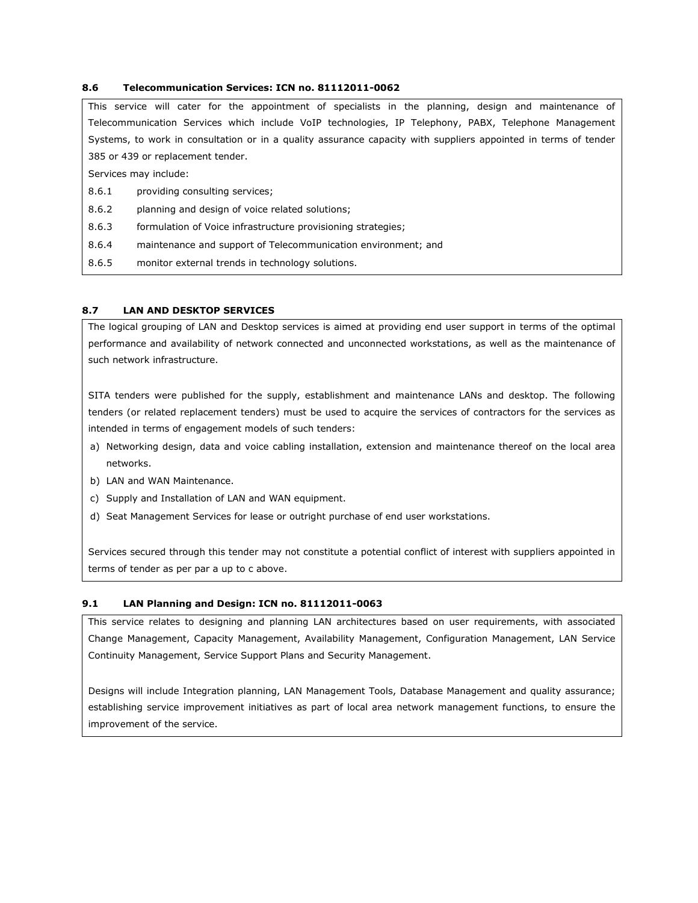### 8.6 Telecommunication Services: ICN no. 81112011-0062

This service will cater for the appointment of specialists in the planning, design and maintenance of Telecommunication Services which include VoIP technologies, IP Telephony, PABX, Telephone Management Systems, to work in consultation or in a quality assurance capacity with suppliers appointed in terms of tender 385 or 439 or replacement tender.

Services may include:

8.6.1 providing consulting services;

8.6.2 planning and design of voice related solutions;

8.6.3 formulation of Voice infrastructure provisioning strategies;

8.6.4 maintenance and support of Telecommunication environment; and

8.6.5 monitor external trends in technology solutions.

### 8.7 LAN AND DESKTOP SERVICES

The logical grouping of LAN and Desktop services is aimed at providing end user support in terms of the optimal performance and availability of network connected and unconnected workstations, as well as the maintenance of such network infrastructure.

SITA tenders were published for the supply, establishment and maintenance LANs and desktop. The following tenders (or related replacement tenders) must be used to acquire the services of contractors for the services as intended in terms of engagement models of such tenders:

a) Networking design, data and voice cabling installation, extension and maintenance thereof on the local area networks.
b) LAN and WAN Maintenance.
c) Supply and Installation of LAN and WAN equipment.
d) Seat Management Services for lease or outright purchase of end user workstations.

Services secured through this tender may not constitute a potential conflict of interest with suppliers appointed in terms of tender as per par a up to c above.

### 9.1 LAN Planning and Design: ICN no. 81112011-0063

This service relates to designing and planning LAN architectures based on user requirements, with associated Change Management, Capacity Management, Availability Management, Configuration Management, LAN Service Continuity Management, Service Support Plans and Security Management.

Designs will include Integration planning, LAN Management Tools, Database Management and quality assurance; establishing service improvement initiatives as part of local area network management functions, to ensure the improvement of the service.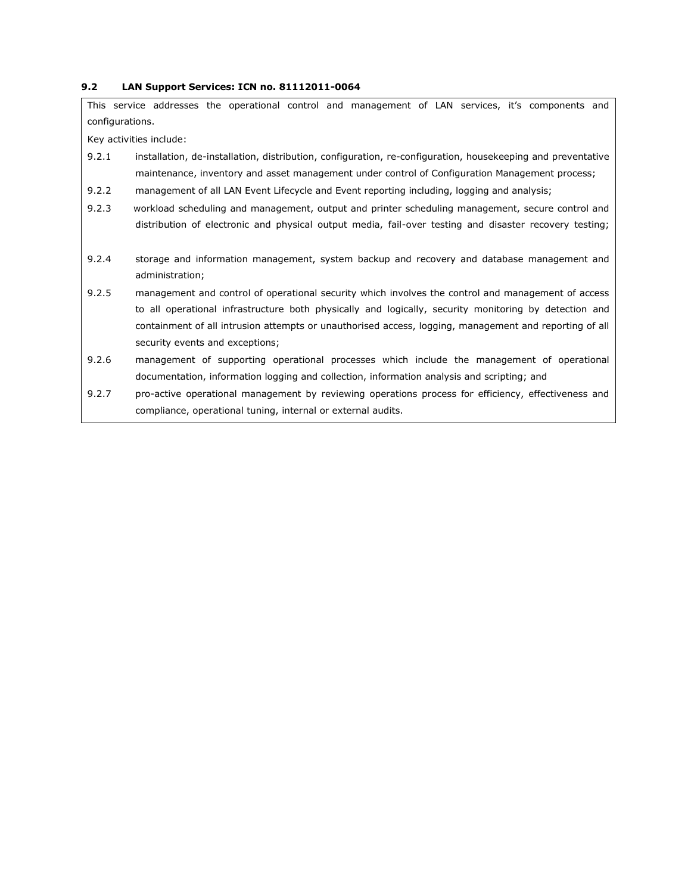### 9.2 LAN Support Services: ICN no. 81112011-0064

This service addresses the operational control and management of LAN services, it's components and configurations.

Key activities include:

9.2.1 installation, de-installation, distribution, configuration, re-configuration, housekeeping and preventative maintenance, inventory and asset management under control of Configuration Management process;

9.2.2 management of all LAN Event Lifecycle and Event reporting including, logging and analysis;

9.2.3 workload scheduling and management, output and printer scheduling management, secure control and distribution of electronic and physical output media, fail-over testing and disaster recovery testing;

9.2.4 storage and information management, system backup and recovery and database management and administration;

9.2.5 management and control of operational security which involves the control and management of access to all operational infrastructure both physically and logically, security monitoring by detection and containment of all intrusion attempts or unauthorised access, logging, management and reporting of all security events and exceptions;

9.2.6 management of supporting operational processes which include the management of operational documentation, information logging and collection, information analysis and scripting; and

9.2.7 pro-active operational management by reviewing operations process for efficiency, effectiveness and compliance, operational tuning, internal or external audits.